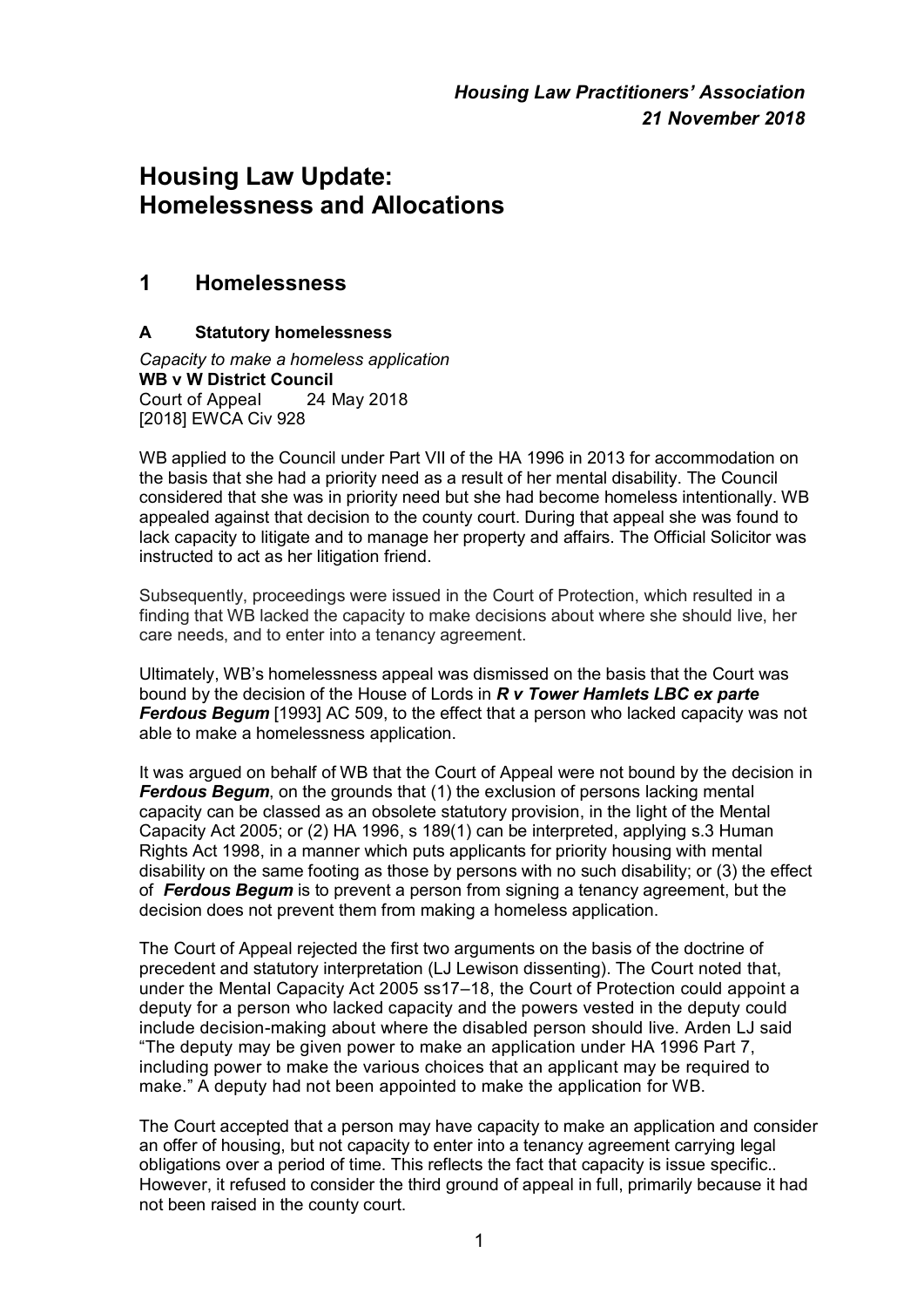*Housing Law Practitioners' Association*
*21 November 2018*

# Housing Law Update: Homelessness and Allocations

## 1 Homelessness

### A Statutory homelessness

*Capacity to make a homeless application*
**WB v W District Council**
Court of Appeal 24 May 2018
[2018] EWCA Civ 928

WB applied to the Council under Part VII of the HA 1996 in 2013 for accommodation on the basis that she had a priority need as a result of her mental disability. The Council considered that she was in priority need but she had become homeless intentionally. WB appealed against that decision to the county court. During that appeal she was found to lack capacity to litigate and to manage her property and affairs. The Official Solicitor was instructed to act as her litigation friend.

Subsequently, proceedings were issued in the Court of Protection, which resulted in a finding that WB lacked the capacity to make decisions about where she should live, her care needs, and to enter into a tenancy agreement.

Ultimately, WB's homelessness appeal was dismissed on the basis that the Court was bound by the decision of the House of Lords in ***R v Tower Hamlets LBC ex parte Ferdous Begum*** [1993] AC 509, to the effect that a person who lacked capacity was not able to make a homelessness application.

It was argued on behalf of WB that the Court of Appeal were not bound by the decision in ***Ferdous Begum***, on the grounds that (1) the exclusion of persons lacking mental capacity can be classed as an obsolete statutory provision, in the light of the Mental Capacity Act 2005; or (2) HA 1996, s 189(1) can be interpreted, applying s.3 Human Rights Act 1998, in a manner which puts applicants for priority housing with mental disability on the same footing as those by persons with no such disability; or (3) the effect of ***Ferdous Begum*** is to prevent a person from signing a tenancy agreement, but the decision does not prevent them from making a homeless application.

The Court of Appeal rejected the first two arguments on the basis of the doctrine of precedent and statutory interpretation (LJ Lewison dissenting). The Court noted that, under the Mental Capacity Act 2005 ss17–18, the Court of Protection could appoint a deputy for a person who lacked capacity and the powers vested in the deputy could include decision-making about where the disabled person should live. Arden LJ said "The deputy may be given power to make an application under HA 1996 Part 7, including power to make the various choices that an applicant may be required to make." A deputy had not been appointed to make the application for WB.

The Court accepted that a person may have capacity to make an application and consider an offer of housing, but not capacity to enter into a tenancy agreement carrying legal obligations over a period of time. This reflects the fact that capacity is issue specific.. However, it refused to consider the third ground of appeal in full, primarily because it had not been raised in the county court.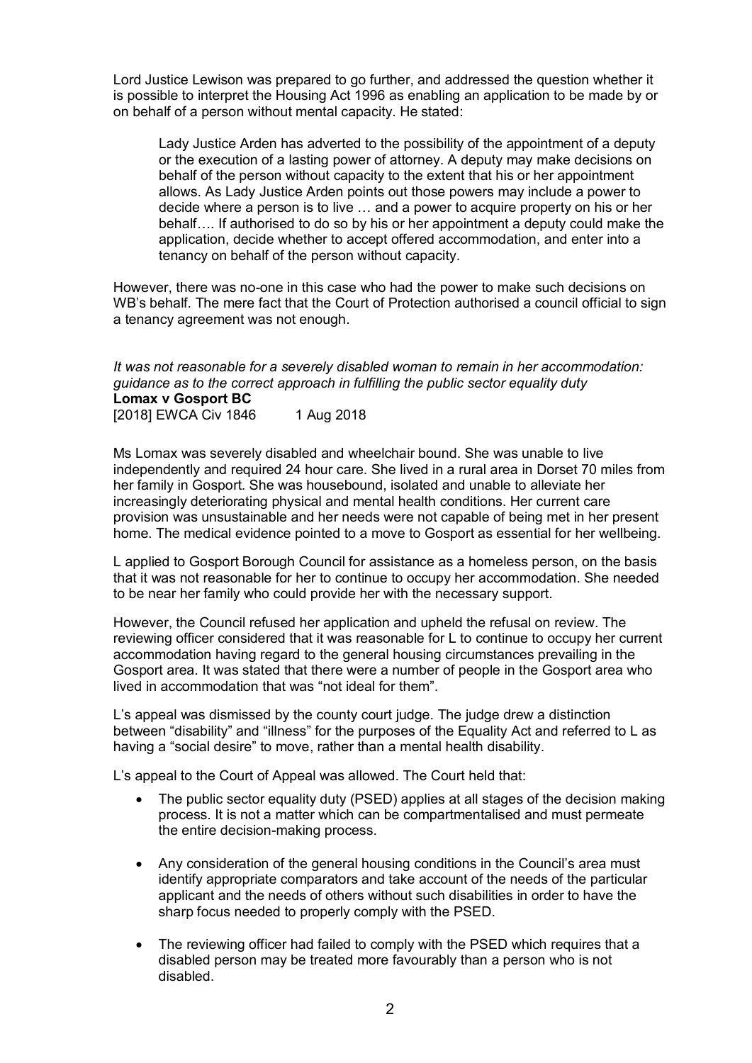Lord Justice Lewison was prepared to go further, and addressed the question whether it is possible to interpret the Housing Act 1996 as enabling an application to be made by or on behalf of a person without mental capacity. He stated:

> Lady Justice Arden has adverted to the possibility of the appointment of a deputy or the execution of a lasting power of attorney. A deputy may make decisions on behalf of the person without capacity to the extent that his or her appointment allows. As Lady Justice Arden points out those powers may include a power to decide where a person is to live … and a power to acquire property on his or her behalf…. If authorised to do so by his or her appointment a deputy could make the application, decide whether to accept offered accommodation, and enter into a tenancy on behalf of the person without capacity.

However, there was no-one in this case who had the power to make such decisions on WB's behalf. The mere fact that the Court of Protection authorised a council official to sign a tenancy agreement was not enough.

*It was not reasonable for a severely disabled woman to remain in her accommodation: guidance as to the correct approach in fulfilling the public sector equality duty*

**Lomax v Gosport BC**

[2018] EWCA Civ 1846 1 Aug 2018

Ms Lomax was severely disabled and wheelchair bound. She was unable to live independently and required 24 hour care. She lived in a rural area in Dorset 70 miles from her family in Gosport. She was housebound, isolated and unable to alleviate her increasingly deteriorating physical and mental health conditions. Her current care provision was unsustainable and her needs were not capable of being met in her present home. The medical evidence pointed to a move to Gosport as essential for her wellbeing.

L applied to Gosport Borough Council for assistance as a homeless person, on the basis that it was not reasonable for her to continue to occupy her accommodation. She needed to be near her family who could provide her with the necessary support.

However, the Council refused her application and upheld the refusal on review. The reviewing officer considered that it was reasonable for L to continue to occupy her current accommodation having regard to the general housing circumstances prevailing in the Gosport area. It was stated that there were a number of people in the Gosport area who lived in accommodation that was "not ideal for them".

L's appeal was dismissed by the county court judge. The judge drew a distinction between "disability" and "illness" for the purposes of the Equality Act and referred to L as having a "social desire" to move, rather than a mental health disability.

L's appeal to the Court of Appeal was allowed. The Court held that:

- The public sector equality duty (PSED) applies at all stages of the decision making process. It is not a matter which can be compartmentalised and must permeate the entire decision-making process.
- Any consideration of the general housing conditions in the Council's area must identify appropriate comparators and take account of the needs of the particular applicant and the needs of others without such disabilities in order to have the sharp focus needed to properly comply with the PSED.
- The reviewing officer had failed to comply with the PSED which requires that a disabled person may be treated more favourably than a person who is not disabled.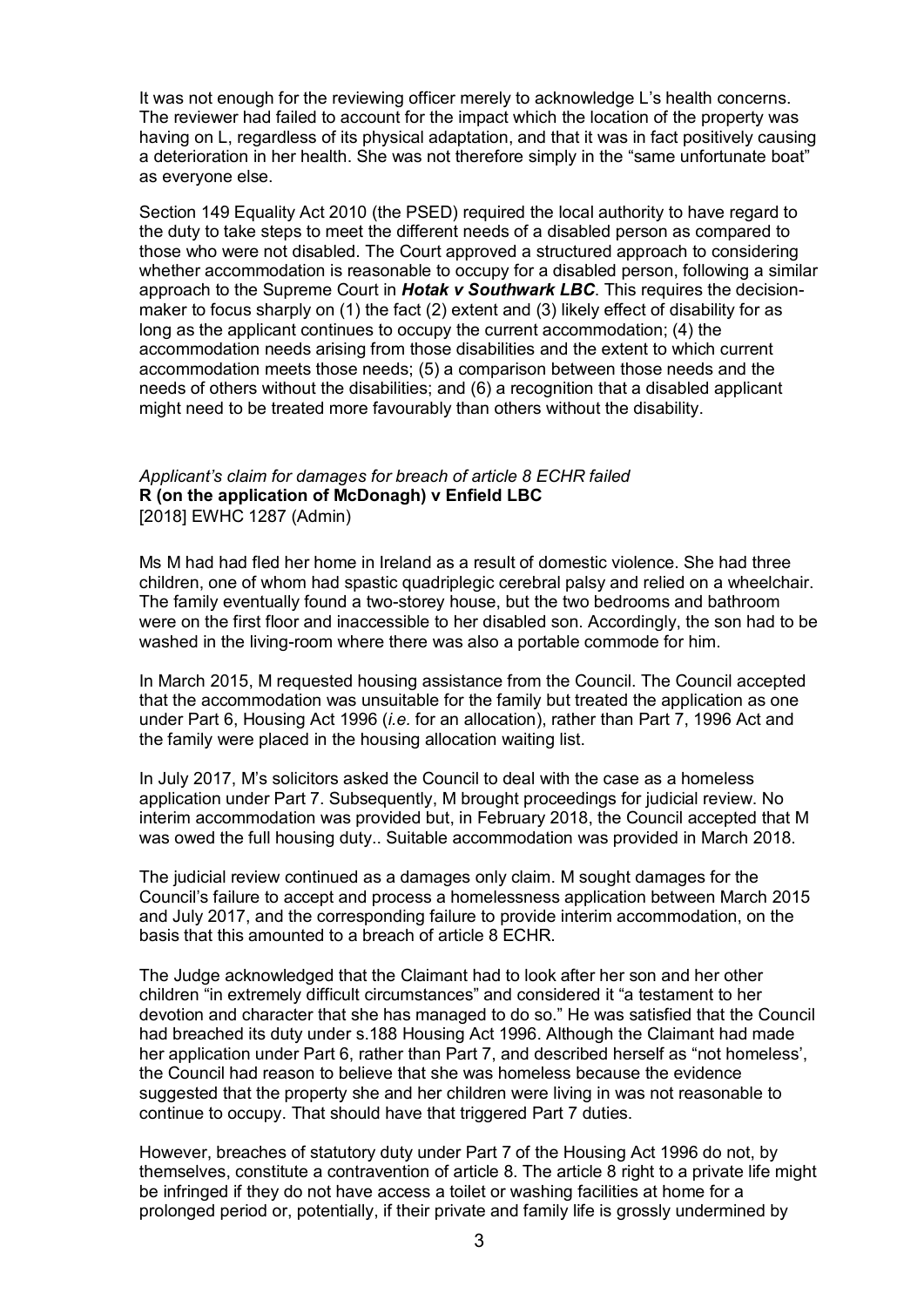It was not enough for the reviewing officer merely to acknowledge L's health concerns. The reviewer had failed to account for the impact which the location of the property was having on L, regardless of its physical adaptation, and that it was in fact positively causing a deterioration in her health. She was not therefore simply in the "same unfortunate boat" as everyone else.

Section 149 Equality Act 2010 (the PSED) required the local authority to have regard to the duty to take steps to meet the different needs of a disabled person as compared to those who were not disabled. The Court approved a structured approach to considering whether accommodation is reasonable to occupy for a disabled person, following a similar approach to the Supreme Court in ***Hotak v Southwark LBC***. This requires the decision-maker to focus sharply on (1) the fact (2) extent and (3) likely effect of disability for as long as the applicant continues to occupy the current accommodation; (4) the accommodation needs arising from those disabilities and the extent to which current accommodation meets those needs; (5) a comparison between those needs and the needs of others without the disabilities; and (6) a recognition that a disabled applicant might need to be treated more favourably than others without the disability.

*Applicant's claim for damages for breach of article 8 ECHR failed*
**R (on the application of McDonagh) v Enfield LBC**
[2018] EWHC 1287 (Admin)

Ms M had had fled her home in Ireland as a result of domestic violence. She had three children, one of whom had spastic quadriplegic cerebral palsy and relied on a wheelchair. The family eventually found a two-storey house, but the two bedrooms and bathroom were on the first floor and inaccessible to her disabled son. Accordingly, the son had to be washed in the living-room where there was also a portable commode for him.

In March 2015, M requested housing assistance from the Council. The Council accepted that the accommodation was unsuitable for the family but treated the application as one under Part 6, Housing Act 1996 (*i.e.* for an allocation), rather than Part 7, 1996 Act and the family were placed in the housing allocation waiting list.

In July 2017, M's solicitors asked the Council to deal with the case as a homeless application under Part 7. Subsequently, M brought proceedings for judicial review. No interim accommodation was provided but, in February 2018, the Council accepted that M was owed the full housing duty.. Suitable accommodation was provided in March 2018.

The judicial review continued as a damages only claim. M sought damages for the Council's failure to accept and process a homelessness application between March 2015 and July 2017, and the corresponding failure to provide interim accommodation, on the basis that this amounted to a breach of article 8 ECHR.

The Judge acknowledged that the Claimant had to look after her son and her other children "in extremely difficult circumstances" and considered it "a testament to her devotion and character that she has managed to do so." He was satisfied that the Council had breached its duty under s.188 Housing Act 1996. Although the Claimant had made her application under Part 6, rather than Part 7, and described herself as "not homeless', the Council had reason to believe that she was homeless because the evidence suggested that the property she and her children were living in was not reasonable to continue to occupy. That should have that triggered Part 7 duties.

However, breaches of statutory duty under Part 7 of the Housing Act 1996 do not, by themselves, constitute a contravention of article 8. The article 8 right to a private life might be infringed if they do not have access a toilet or washing facilities at home for a prolonged period or, potentially, if their private and family life is grossly undermined by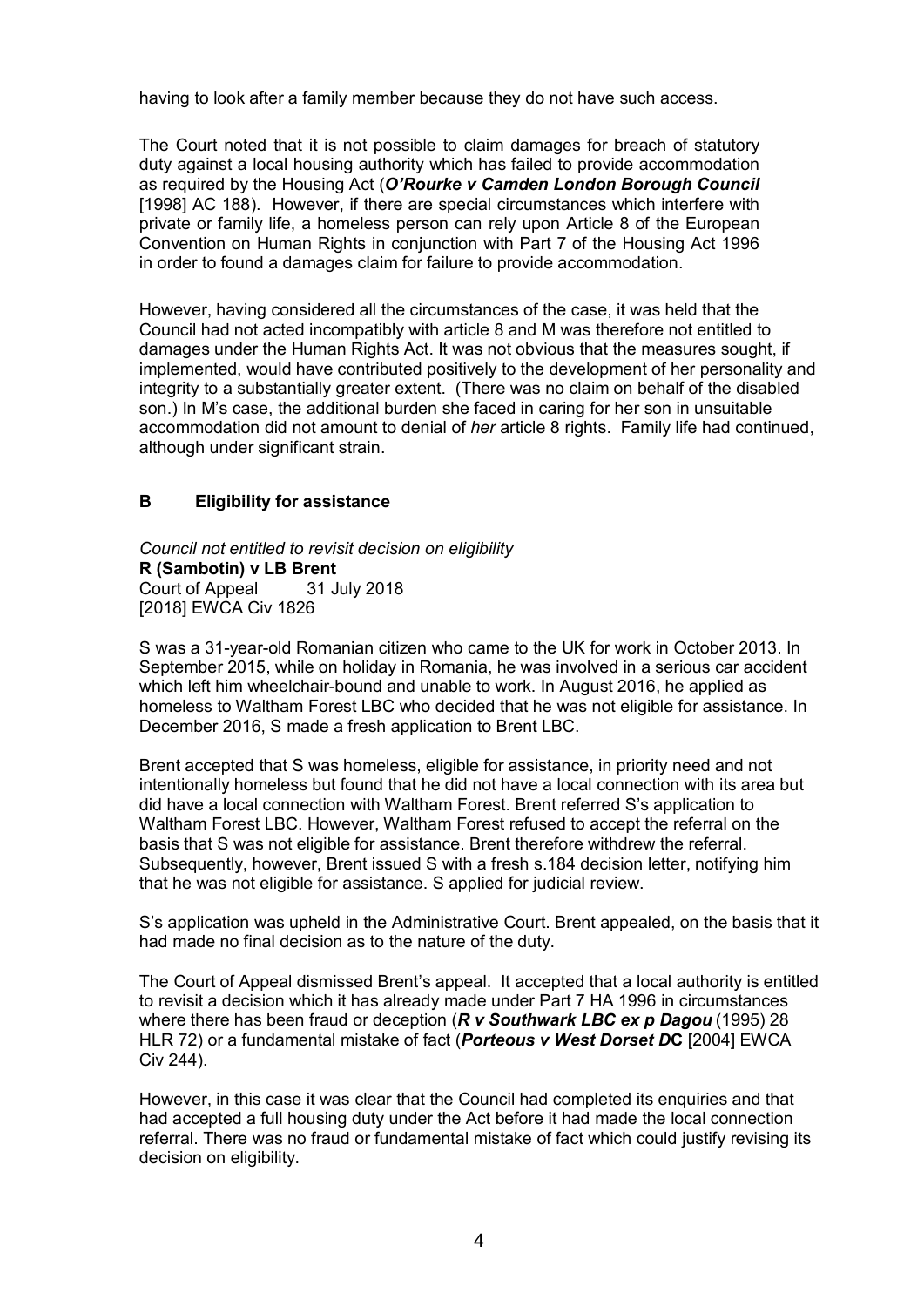having to look after a family member because they do not have such access.

The Court noted that it is not possible to claim damages for breach of statutory duty against a local housing authority which has failed to provide accommodation as required by the Housing Act (***O'Rourke v Camden London Borough Council*** [1998] AC 188). However, if there are special circumstances which interfere with private or family life, a homeless person can rely upon Article 8 of the European Convention on Human Rights in conjunction with Part 7 of the Housing Act 1996 in order to found a damages claim for failure to provide accommodation.

However, having considered all the circumstances of the case, it was held that the Council had not acted incompatibly with article 8 and M was therefore not entitled to damages under the Human Rights Act. It was not obvious that the measures sought, if implemented, would have contributed positively to the development of her personality and integrity to a substantially greater extent. (There was no claim on behalf of the disabled son.) In M's case, the additional burden she faced in caring for her son in unsuitable accommodation did not amount to denial of *her* article 8 rights. Family life had continued, although under significant strain.

## B Eligibility for assistance

*Council not entitled to revisit decision on eligibility*
**R (Sambotin) v LB Brent**
Court of Appeal 31 July 2018
[2018] EWCA Civ 1826

S was a 31-year-old Romanian citizen who came to the UK for work in October 2013. In September 2015, while on holiday in Romania, he was involved in a serious car accident which left him wheelchair-bound and unable to work. In August 2016, he applied as homeless to Waltham Forest LBC who decided that he was not eligible for assistance. In December 2016, S made a fresh application to Brent LBC.

Brent accepted that S was homeless, eligible for assistance, in priority need and not intentionally homeless but found that he did not have a local connection with its area but did have a local connection with Waltham Forest. Brent referred S's application to Waltham Forest LBC. However, Waltham Forest refused to accept the referral on the basis that S was not eligible for assistance. Brent therefore withdrew the referral. Subsequently, however, Brent issued S with a fresh s.184 decision letter, notifying him that he was not eligible for assistance. S applied for judicial review.

S's application was upheld in the Administrative Court. Brent appealed, on the basis that it had made no final decision as to the nature of the duty.

The Court of Appeal dismissed Brent's appeal. It accepted that a local authority is entitled to revisit a decision which it has already made under Part 7 HA 1996 in circumstances where there has been fraud or deception (***R v Southwark LBC ex p Dagou*** (1995) 28 HLR 72) or a fundamental mistake of fact (***Porteous v West Dorset DC*** [2004] EWCA Civ 244).

However, in this case it was clear that the Council had completed its enquiries and that had accepted a full housing duty under the Act before it had made the local connection referral. There was no fraud or fundamental mistake of fact which could justify revising its decision on eligibility.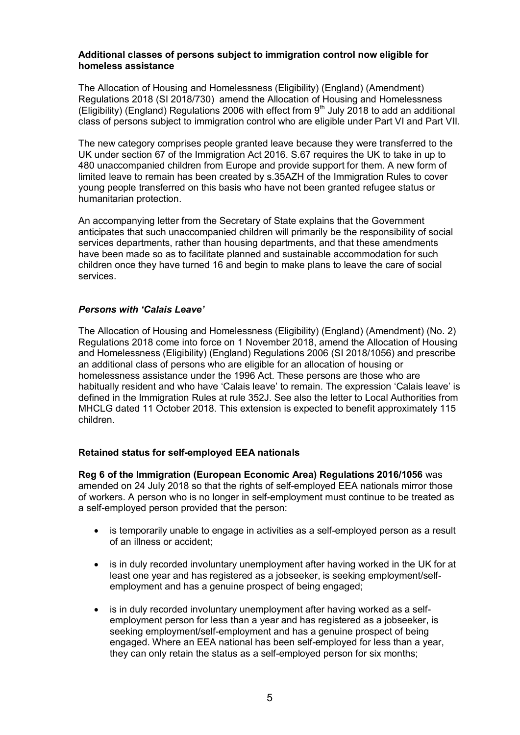**Additional classes of persons subject to immigration control now eligible for homeless assistance**

The Allocation of Housing and Homelessness (Eligibility) (England) (Amendment) Regulations 2018 (SI 2018/730) amend the Allocation of Housing and Homelessness (Eligibility) (England) Regulations 2006 with effect from 9th July 2018 to add an additional class of persons subject to immigration control who are eligible under Part VI and Part VII.

The new category comprises people granted leave because they were transferred to the UK under section 67 of the Immigration Act 2016. S.67 requires the UK to take in up to 480 unaccompanied children from Europe and provide support for them. A new form of limited leave to remain has been created by s.35AZH of the Immigration Rules to cover young people transferred on this basis who have not been granted refugee status or humanitarian protection.

An accompanying letter from the Secretary of State explains that the Government anticipates that such unaccompanied children will primarily be the responsibility of social services departments, rather than housing departments, and that these amendments have been made so as to facilitate planned and sustainable accommodation for such children once they have turned 16 and begin to make plans to leave the care of social services.

***Persons with 'Calais Leave'***

The Allocation of Housing and Homelessness (Eligibility) (England) (Amendment) (No. 2) Regulations 2018 come into force on 1 November 2018, amend the Allocation of Housing and Homelessness (Eligibility) (England) Regulations 2006 (SI 2018/1056) and prescribe an additional class of persons who are eligible for an allocation of housing or homelessness assistance under the 1996 Act. These persons are those who are habitually resident and who have 'Calais leave' to remain. The expression 'Calais leave' is defined in the Immigration Rules at rule 352J. See also the letter to Local Authorities from MHCLG dated 11 October 2018. This extension is expected to benefit approximately 115 children.

**Retained status for self-employed EEA nationals**

**Reg 6 of the Immigration (European Economic Area) Regulations 2016/1056** was amended on 24 July 2018 so that the rights of self-employed EEA nationals mirror those of workers. A person who is no longer in self-employment must continue to be treated as a self-employed person provided that the person:

- is temporarily unable to engage in activities as a self-employed person as a result of an illness or accident;
- is in duly recorded involuntary unemployment after having worked in the UK for at least one year and has registered as a jobseeker, is seeking employment/self-employment and has a genuine prospect of being engaged;
- is in duly recorded involuntary unemployment after having worked as a self-employment person for less than a year and has registered as a jobseeker, is seeking employment/self-employment and has a genuine prospect of being engaged. Where an EEA national has been self-employed for less than a year, they can only retain the status as a self-employed person for six months;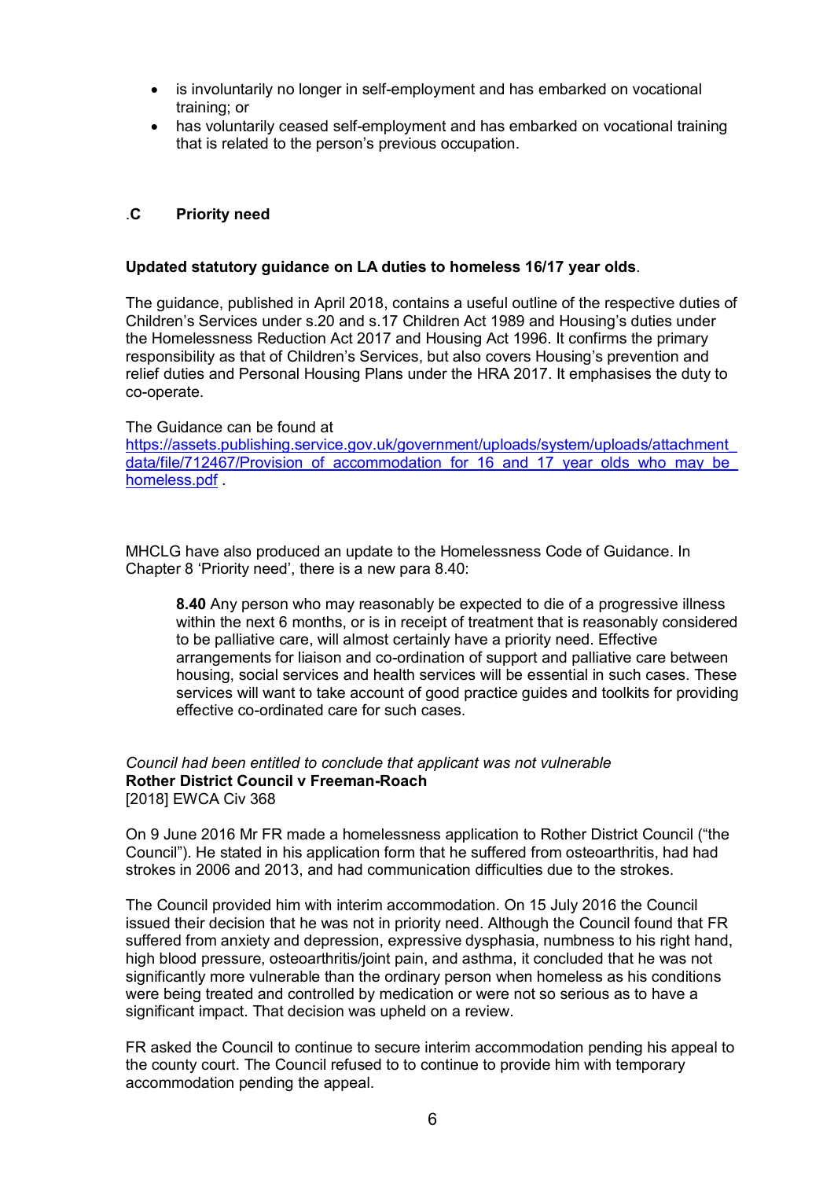- is involuntarily no longer in self-employment and has embarked on vocational training; or
- has voluntarily ceased self-employment and has embarked on vocational training that is related to the person's previous occupation.

## .C Priority need

**Updated statutory guidance on LA duties to homeless 16/17 year olds**.

The guidance, published in April 2018, contains a useful outline of the respective duties of Children's Services under s.20 and s.17 Children Act 1989 and Housing's duties under the Homelessness Reduction Act 2017 and Housing Act 1996. It confirms the primary responsibility as that of Children's Services, but also covers Housing's prevention and relief duties and Personal Housing Plans under the HRA 2017. It emphasises the duty to co-operate.

The Guidance can be found at https://assets.publishing.service.gov.uk/government/uploads/system/uploads/attachment_data/file/712467/Provision_of_accommodation_for_16_and_17_year_olds_who_may_be_homeless.pdf .

MHCLG have also produced an update to the Homelessness Code of Guidance. In Chapter 8 'Priority need', there is a new para 8.40:

> **8.40** Any person who may reasonably be expected to die of a progressive illness within the next 6 months, or is in receipt of treatment that is reasonably considered to be palliative care, will almost certainly have a priority need. Effective arrangements for liaison and co-ordination of support and palliative care between housing, social services and health services will be essential in such cases. These services will want to take account of good practice guides and toolkits for providing effective co-ordinated care for such cases.

*Council had been entitled to conclude that applicant was not vulnerable*
**Rother District Council v Freeman-Roach**
[2018] EWCA Civ 368

On 9 June 2016 Mr FR made a homelessness application to Rother District Council ("the Council"). He stated in his application form that he suffered from osteoarthritis, had had strokes in 2006 and 2013, and had communication difficulties due to the strokes.

The Council provided him with interim accommodation. On 15 July 2016 the Council issued their decision that he was not in priority need. Although the Council found that FR suffered from anxiety and depression, expressive dysphasia, numbness to his right hand, high blood pressure, osteoarthritis/joint pain, and asthma, it concluded that he was not significantly more vulnerable than the ordinary person when homeless as his conditions were being treated and controlled by medication or were not so serious as to have a significant impact. That decision was upheld on a review.

FR asked the Council to continue to secure interim accommodation pending his appeal to the county court. The Council refused to to continue to provide him with temporary accommodation pending the appeal.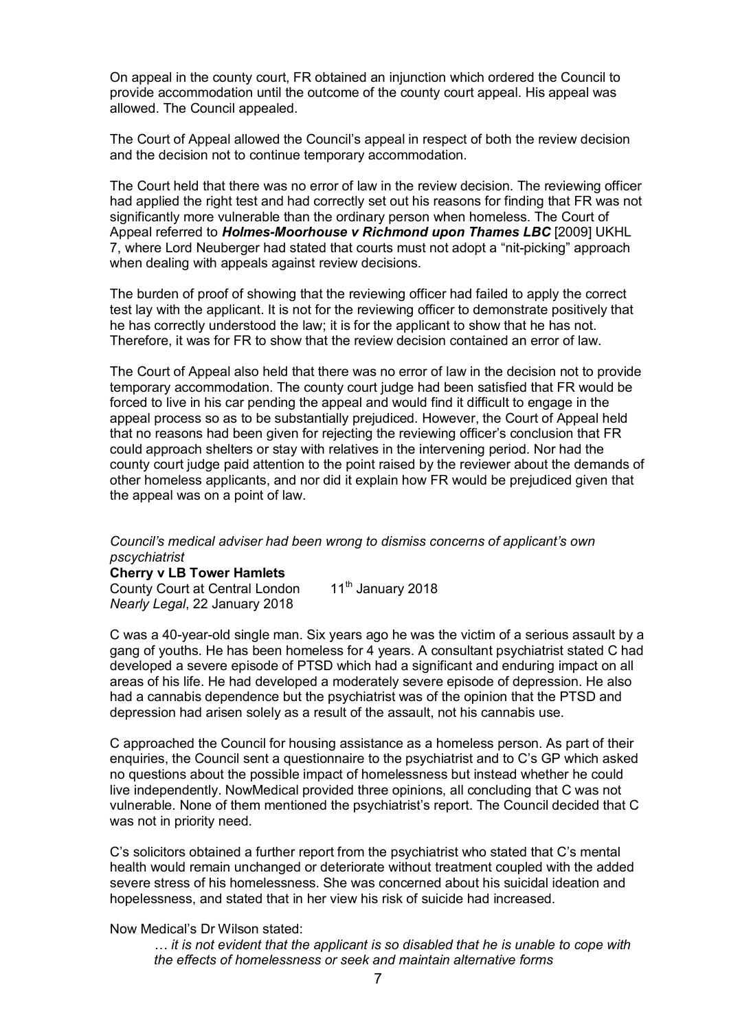On appeal in the county court, FR obtained an injunction which ordered the Council to provide accommodation until the outcome of the county court appeal. His appeal was allowed. The Council appealed.

The Court of Appeal allowed the Council's appeal in respect of both the review decision and the decision not to continue temporary accommodation.

The Court held that there was no error of law in the review decision. The reviewing officer had applied the right test and had correctly set out his reasons for finding that FR was not significantly more vulnerable than the ordinary person when homeless. The Court of Appeal referred to ***Holmes-Moorhouse v Richmond upon Thames LBC*** [2009] UKHL 7, where Lord Neuberger had stated that courts must not adopt a "nit-picking" approach when dealing with appeals against review decisions.

The burden of proof of showing that the reviewing officer had failed to apply the correct test lay with the applicant. It is not for the reviewing officer to demonstrate positively that he has correctly understood the law; it is for the applicant to show that he has not. Therefore, it was for FR to show that the review decision contained an error of law.

The Court of Appeal also held that there was no error of law in the decision not to provide temporary accommodation. The county court judge had been satisfied that FR would be forced to live in his car pending the appeal and would find it difficult to engage in the appeal process so as to be substantially prejudiced. However, the Court of Appeal held that no reasons had been given for rejecting the reviewing officer's conclusion that FR could approach shelters or stay with relatives in the intervening period. Nor had the county court judge paid attention to the point raised by the reviewer about the demands of other homeless applicants, and nor did it explain how FR would be prejudiced given that the appeal was on a point of law.

*Council's medical adviser had been wrong to dismiss concerns of applicant's own pscychiatrist*

**Cherry v LB Tower Hamlets**
County Court at Central London 11th January 2018
*Nearly Legal*, 22 January 2018

C was a 40-year-old single man. Six years ago he was the victim of a serious assault by a gang of youths. He has been homeless for 4 years. A consultant psychiatrist stated C had developed a severe episode of PTSD which had a significant and enduring impact on all areas of his life. He had developed a moderately severe episode of depression. He also had a cannabis dependence but the psychiatrist was of the opinion that the PTSD and depression had arisen solely as a result of the assault, not his cannabis use.

C approached the Council for housing assistance as a homeless person. As part of their enquiries, the Council sent a questionnaire to the psychiatrist and to C's GP which asked no questions about the possible impact of homelessness but instead whether he could live independently. NowMedical provided three opinions, all concluding that C was not vulnerable. None of them mentioned the psychiatrist's report. The Council decided that C was not in priority need.

C's solicitors obtained a further report from the psychiatrist who stated that C's mental health would remain unchanged or deteriorate without treatment coupled with the added severe stress of his homelessness. She was concerned about his suicidal ideation and hopelessness, and stated that in her view his risk of suicide had increased.

Now Medical's Dr Wilson stated:

> *… it is not evident that the applicant is so disabled that he is unable to cope with the effects of homelessness or seek and maintain alternative forms*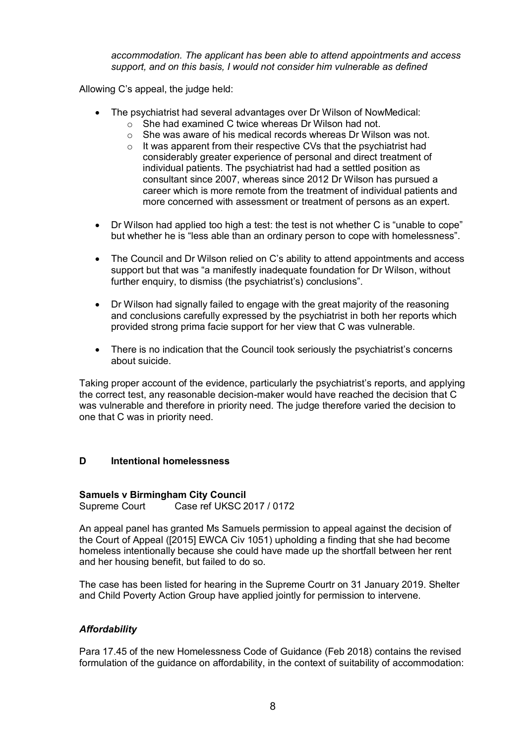*accommodation. The applicant has been able to attend appointments and access support, and on this basis, I would not consider him vulnerable as defined*

Allowing C's appeal, the judge held:

- The psychiatrist had several advantages over Dr Wilson of NowMedical:
  - She had examined C twice whereas Dr Wilson had not.
  - She was aware of his medical records whereas Dr Wilson was not.
  - It was apparent from their respective CVs that the psychiatrist had considerably greater experience of personal and direct treatment of individual patients. The psychiatrist had had a settled position as consultant since 2007, whereas since 2012 Dr Wilson has pursued a career which is more remote from the treatment of individual patients and more concerned with assessment or treatment of persons as an expert.
- Dr Wilson had applied too high a test: the test is not whether C is "unable to cope" but whether he is "less able than an ordinary person to cope with homelessness".
- The Council and Dr Wilson relied on C's ability to attend appointments and access support but that was "a manifestly inadequate foundation for Dr Wilson, without further enquiry, to dismiss (the psychiatrist's) conclusions".
- Dr Wilson had signally failed to engage with the great majority of the reasoning and conclusions carefully expressed by the psychiatrist in both her reports which provided strong prima facie support for her view that C was vulnerable.
- There is no indication that the Council took seriously the psychiatrist's concerns about suicide.

Taking proper account of the evidence, particularly the psychiatrist's reports, and applying the correct test, any reasonable decision-maker would have reached the decision that C was vulnerable and therefore in priority need. The judge therefore varied the decision to one that C was in priority need.

## D Intentional homelessness

**Samuels v Birmingham City Council**
Supreme Court Case ref UKSC 2017 / 0172

An appeal panel has granted Ms Samuels permission to appeal against the decision of the Court of Appeal ([2015] EWCA Civ 1051) upholding a finding that she had become homeless intentionally because she could have made up the shortfall between her rent and her housing benefit, but failed to do so.

The case has been listed for hearing in the Supreme Courtr on 31 January 2019. Shelter and Child Poverty Action Group have applied jointly for permission to intervene.

### *Affordability*

Para 17.45 of the new Homelessness Code of Guidance (Feb 2018) contains the revised formulation of the guidance on affordability, in the context of suitability of accommodation: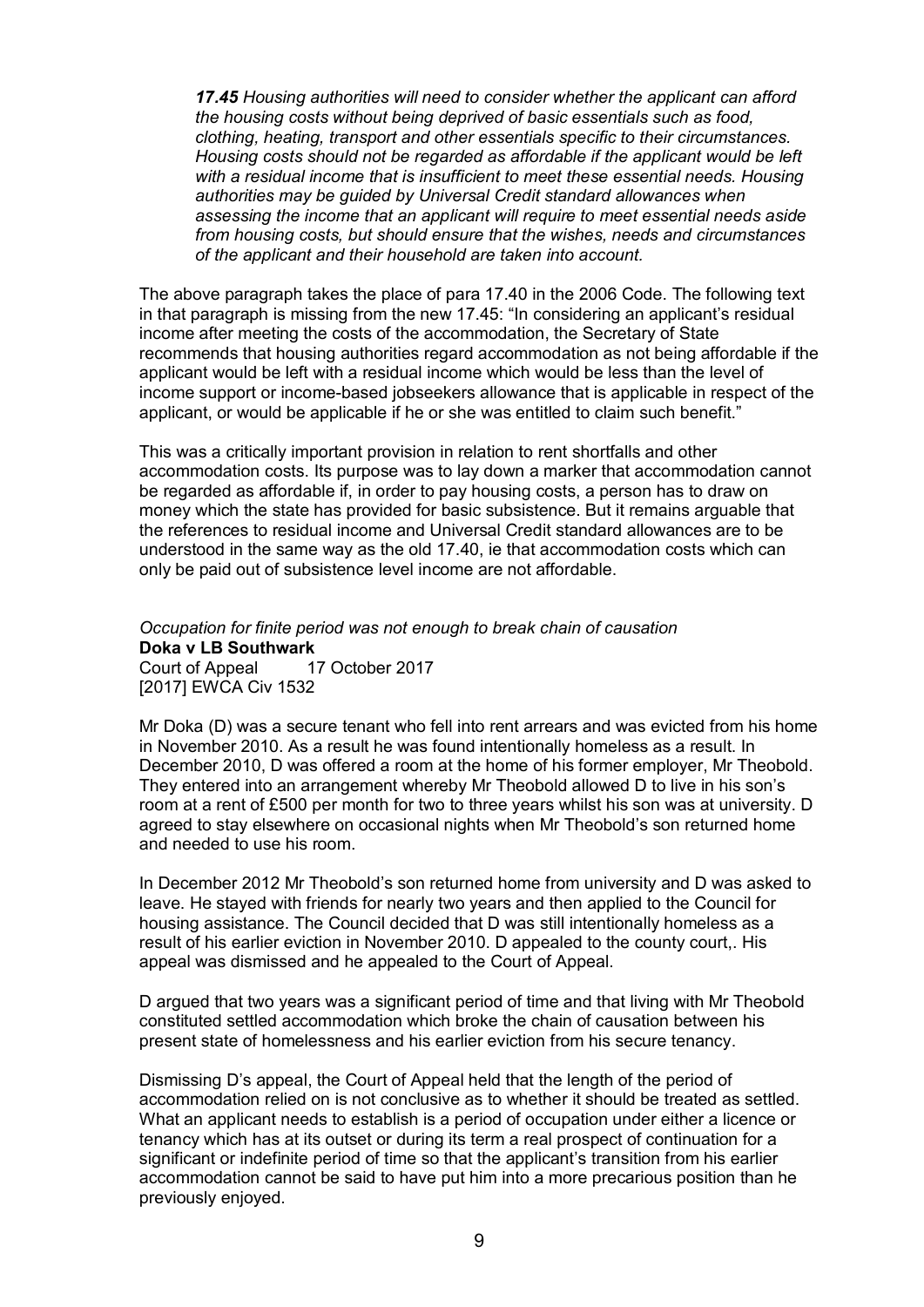***17.45** Housing authorities will need to consider whether the applicant can afford the housing costs without being deprived of basic essentials such as food, clothing, heating, transport and other essentials specific to their circumstances. Housing costs should not be regarded as affordable if the applicant would be left with a residual income that is insufficient to meet these essential needs. Housing authorities may be guided by Universal Credit standard allowances when assessing the income that an applicant will require to meet essential needs aside from housing costs, but should ensure that the wishes, needs and circumstances of the applicant and their household are taken into account.*

The above paragraph takes the place of para 17.40 in the 2006 Code. The following text in that paragraph is missing from the new 17.45: "In considering an applicant's residual income after meeting the costs of the accommodation, the Secretary of State recommends that housing authorities regard accommodation as not being affordable if the applicant would be left with a residual income which would be less than the level of income support or income-based jobseekers allowance that is applicable in respect of the applicant, or would be applicable if he or she was entitled to claim such benefit."

This was a critically important provision in relation to rent shortfalls and other accommodation costs. Its purpose was to lay down a marker that accommodation cannot be regarded as affordable if, in order to pay housing costs, a person has to draw on money which the state has provided for basic subsistence. But it remains arguable that the references to residual income and Universal Credit standard allowances are to be understood in the same way as the old 17.40, ie that accommodation costs which can only be paid out of subsistence level income are not affordable.

*Occupation for finite period was not enough to break chain of causation*

**Doka v LB Southwark**

Court of Appeal 17 October 2017

[2017] EWCA Civ 1532

Mr Doka (D) was a secure tenant who fell into rent arrears and was evicted from his home in November 2010. As a result he was found intentionally homeless as a result. In December 2010, D was offered a room at the home of his former employer, Mr Theobold. They entered into an arrangement whereby Mr Theobold allowed D to live in his son's room at a rent of £500 per month for two to three years whilst his son was at university. D agreed to stay elsewhere on occasional nights when Mr Theobold's son returned home and needed to use his room.

In December 2012 Mr Theobold's son returned home from university and D was asked to leave. He stayed with friends for nearly two years and then applied to the Council for housing assistance. The Council decided that D was still intentionally homeless as a result of his earlier eviction in November 2010. D appealed to the county court,. His appeal was dismissed and he appealed to the Court of Appeal.

D argued that two years was a significant period of time and that living with Mr Theobold constituted settled accommodation which broke the chain of causation between his present state of homelessness and his earlier eviction from his secure tenancy.

Dismissing D's appeal, the Court of Appeal held that the length of the period of accommodation relied on is not conclusive as to whether it should be treated as settled. What an applicant needs to establish is a period of occupation under either a licence or tenancy which has at its outset or during its term a real prospect of continuation for a significant or indefinite period of time so that the applicant's transition from his earlier accommodation cannot be said to have put him into a more precarious position than he previously enjoyed.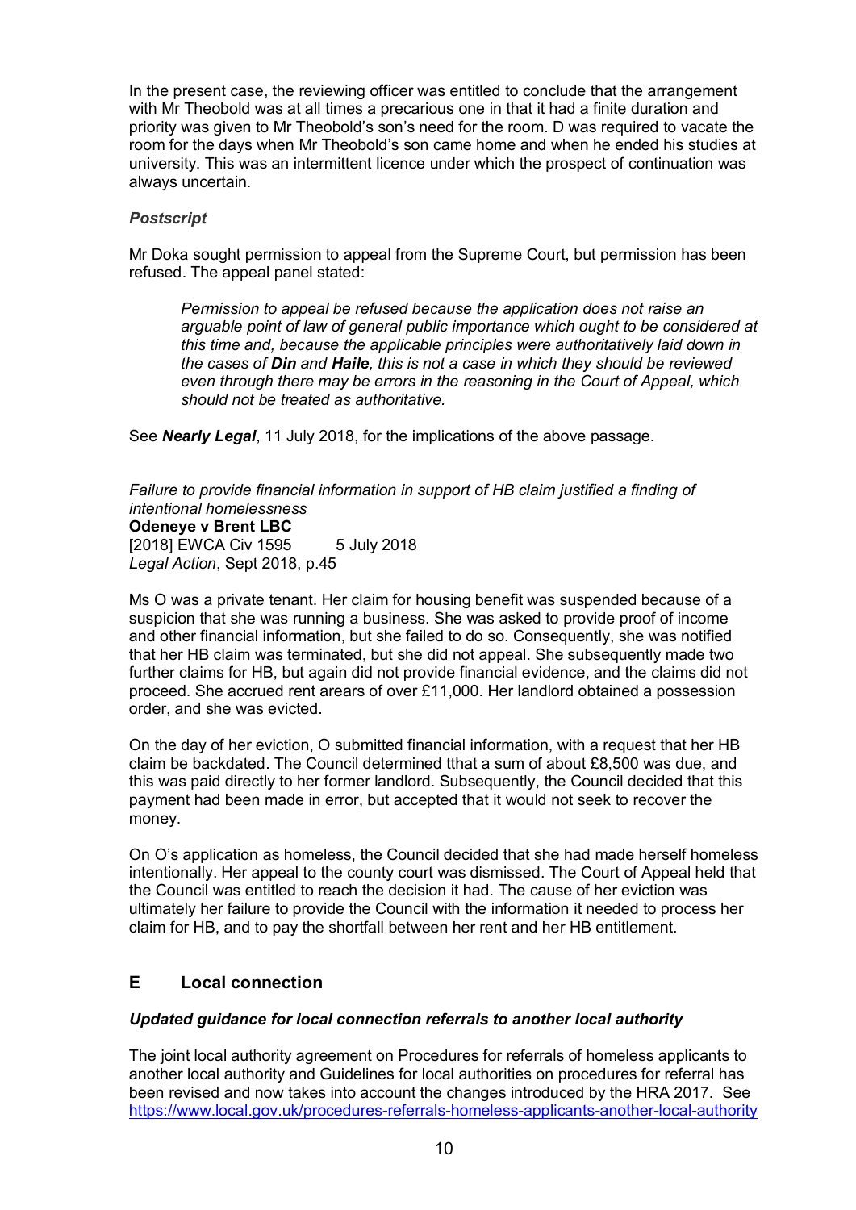In the present case, the reviewing officer was entitled to conclude that the arrangement with Mr Theobold was at all times a precarious one in that it had a finite duration and priority was given to Mr Theobold's son's need for the room. D was required to vacate the room for the days when Mr Theobold's son came home and when he ended his studies at university. This was an intermittent licence under which the prospect of continuation was always uncertain.

***Postscript***

Mr Doka sought permission to appeal from the Supreme Court, but permission has been refused. The appeal panel stated:

> *Permission to appeal be refused because the application does not raise an arguable point of law of general public importance which ought to be considered at this time and, because the applicable principles were authoritatively laid down in the cases of **Din** and **Haile**, this is not a case in which they should be reviewed even through there may be errors in the reasoning in the Court of Appeal, which should not be treated as authoritative.*

See ***Nearly Legal***, 11 July 2018, for the implications of the above passage.

*Failure to provide financial information in support of HB claim justified a finding of intentional homelessness*
**Odeneye v Brent LBC**
[2018] EWCA Civ 1595 5 July 2018
*Legal Action*, Sept 2018, p.45

Ms O was a private tenant. Her claim for housing benefit was suspended because of a suspicion that she was running a business. She was asked to provide proof of income and other financial information, but she failed to do so. Consequently, she was notified that her HB claim was terminated, but she did not appeal. She subsequently made two further claims for HB, but again did not provide financial evidence, and the claims did not proceed. She accrued rent arears of over £11,000. Her landlord obtained a possession order, and she was evicted.

On the day of her eviction, O submitted financial information, with a request that her HB claim be backdated. The Council determined tthat a sum of about £8,500 was due, and this was paid directly to her former landlord. Subsequently, the Council decided that this payment had been made in error, but accepted that it would not seek to recover the money.

On O's application as homeless, the Council decided that she had made herself homeless intentionally. Her appeal to the county court was dismissed. The Court of Appeal held that the Council was entitled to reach the decision it had. The cause of her eviction was ultimately her failure to provide the Council with the information it needed to process her claim for HB, and to pay the shortfall between her rent and her HB entitlement.

## E Local connection

***Updated guidance for local connection referrals to another local authority***

The joint local authority agreement on Procedures for referrals of homeless applicants to another local authority and Guidelines for local authorities on procedures for referral has been revised and now takes into account the changes introduced by the HRA 2017. See https://www.local.gov.uk/procedures-referrals-homeless-applicants-another-local-authority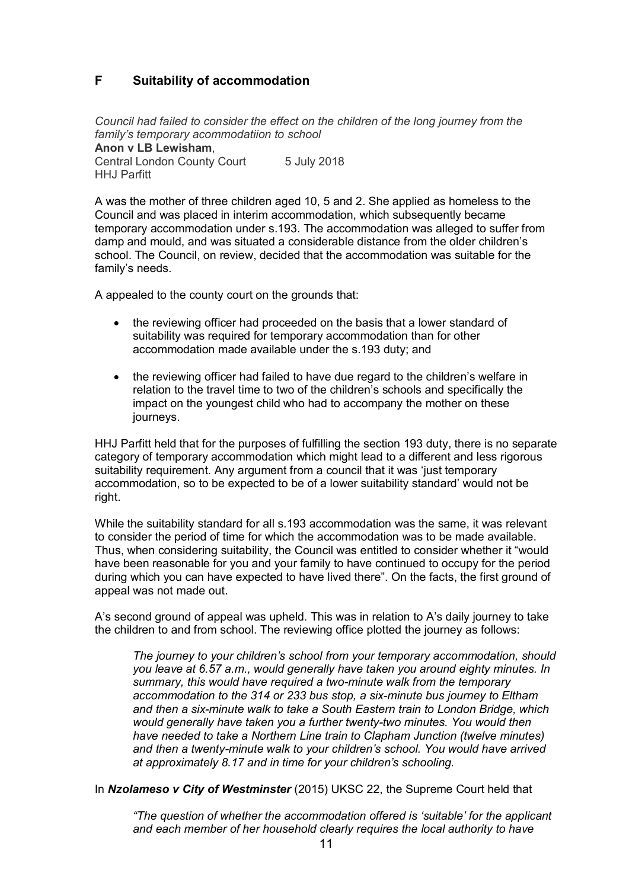## F Suitability of accommodation

*Council had failed to consider the effect on the children of the long journey from the family's temporary acommodatiion to school*

**Anon v LB Lewisham**,
Central London County Court 5 July 2018
HHJ Parfitt

A was the mother of three children aged 10, 5 and 2. She applied as homeless to the Council and was placed in interim accommodation, which subsequently became temporary accommodation under s.193. The accommodation was alleged to suffer from damp and mould, and was situated a considerable distance from the older children's school. The Council, on review, decided that the accommodation was suitable for the family's needs.

A appealed to the county court on the grounds that:

- the reviewing officer had proceeded on the basis that a lower standard of suitability was required for temporary accommodation than for other accommodation made available under the s.193 duty; and
- the reviewing officer had failed to have due regard to the children's welfare in relation to the travel time to two of the children's schools and specifically the impact on the youngest child who had to accompany the mother on these journeys.

HHJ Parfitt held that for the purposes of fulfilling the section 193 duty, there is no separate category of temporary accommodation which might lead to a different and less rigorous suitability requirement. Any argument from a council that it was 'just temporary accommodation, so to be expected to be of a lower suitability standard' would not be right.

While the suitability standard for all s.193 accommodation was the same, it was relevant to consider the period of time for which the accommodation was to be made available. Thus, when considering suitability, the Council was entitled to consider whether it "would have been reasonable for you and your family to have continued to occupy for the period during which you can have expected to have lived there". On the facts, the first ground of appeal was not made out.

A's second ground of appeal was upheld. This was in relation to A's daily journey to take the children to and from school. The reviewing office plotted the journey as follows:

> *The journey to your children's school from your temporary accommodation, should you leave at 6.57 a.m., would generally have taken you around eighty minutes. In summary, this would have required a two-minute walk from the temporary accommodation to the 314 or 233 bus stop, a six-minute bus journey to Eltham and then a six-minute walk to take a South Eastern train to London Bridge, which would generally have taken you a further twenty-two minutes. You would then have needed to take a Northern Line train to Clapham Junction (twelve minutes) and then a twenty-minute walk to your children's school. You would have arrived at approximately 8.17 and in time for your children's schooling.*

In ***Nzolameso v City of Westminster*** (2015) UKSC 22, the Supreme Court held that

> *"The question of whether the accommodation offered is 'suitable' for the applicant and each member of her household clearly requires the local authority to have*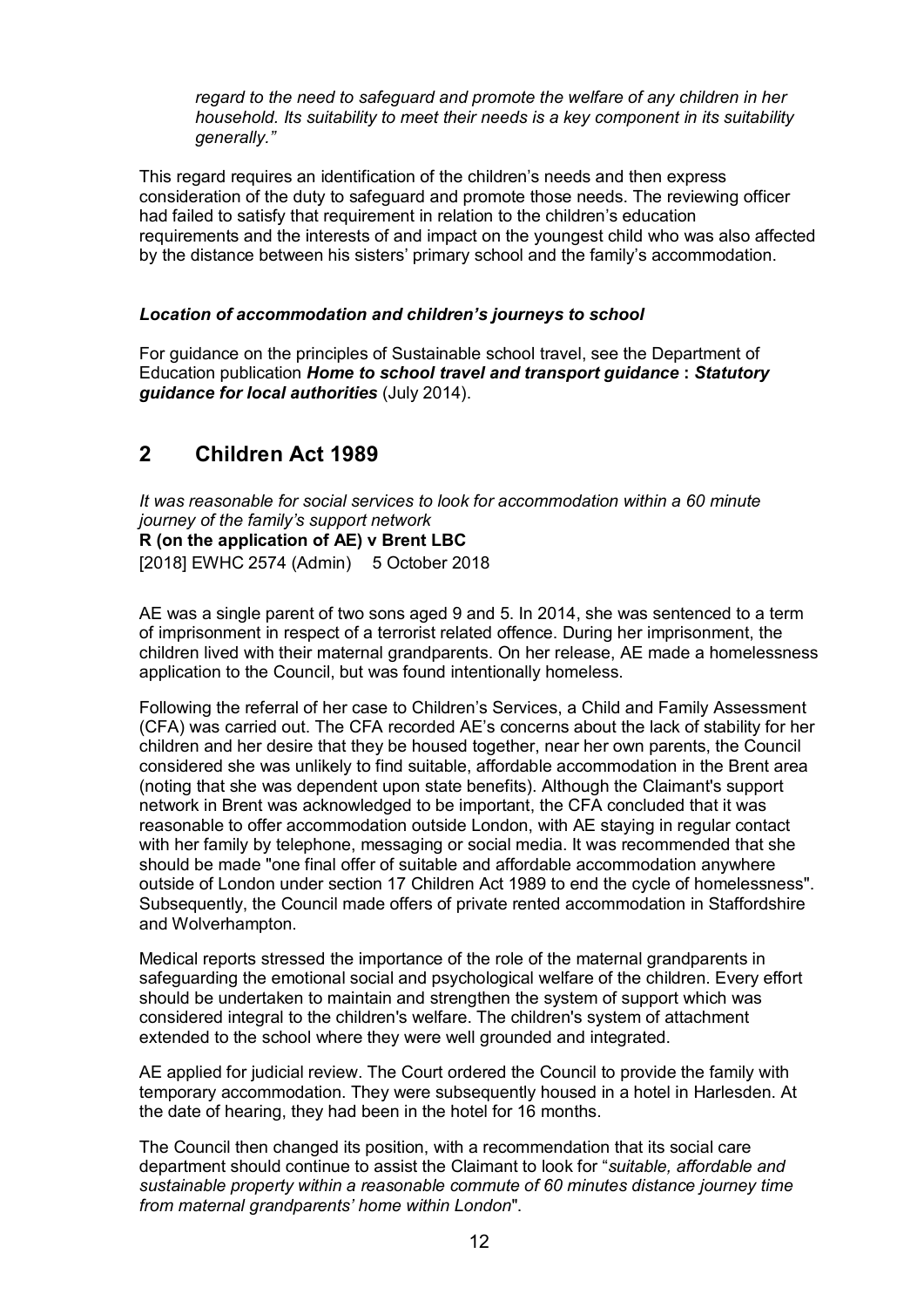*regard to the need to safeguard and promote the welfare of any children in her household. Its suitability to meet their needs is a key component in its suitability generally."*

This regard requires an identification of the children's needs and then express consideration of the duty to safeguard and promote those needs. The reviewing officer had failed to satisfy that requirement in relation to the children's education requirements and the interests of and impact on the youngest child who was also affected by the distance between his sisters' primary school and the family's accommodation.

#### *Location of accommodation and children's journeys to school*

For guidance on the principles of Sustainable school travel, see the Department of Education publication ***Home to school travel and transport guidance* : *Statutory guidance for local authorities*** (July 2014).

## 2 Children Act 1989

*It was reasonable for social services to look for accommodation within a 60 minute journey of the family's support network*
**R (on the application of AE) v Brent LBC**
[2018] EWHC 2574 (Admin) 5 October 2018

AE was a single parent of two sons aged 9 and 5. In 2014, she was sentenced to a term of imprisonment in respect of a terrorist related offence. During her imprisonment, the children lived with their maternal grandparents. On her release, AE made a homelessness application to the Council, but was found intentionally homeless.

Following the referral of her case to Children's Services, a Child and Family Assessment (CFA) was carried out. The CFA recorded AE's concerns about the lack of stability for her children and her desire that they be housed together, near her own parents, the Council considered she was unlikely to find suitable, affordable accommodation in the Brent area (noting that she was dependent upon state benefits). Although the Claimant's support network in Brent was acknowledged to be important, the CFA concluded that it was reasonable to offer accommodation outside London, with AE staying in regular contact with her family by telephone, messaging or social media. It was recommended that she should be made "one final offer of suitable and affordable accommodation anywhere outside of London under section 17 Children Act 1989 to end the cycle of homelessness". Subsequently, the Council made offers of private rented accommodation in Staffordshire and Wolverhampton.

Medical reports stressed the importance of the role of the maternal grandparents in safeguarding the emotional social and psychological welfare of the children. Every effort should be undertaken to maintain and strengthen the system of support which was considered integral to the children's welfare. The children's system of attachment extended to the school where they were well grounded and integrated.

AE applied for judicial review. The Court ordered the Council to provide the family with temporary accommodation. They were subsequently housed in a hotel in Harlesden. At the date of hearing, they had been in the hotel for 16 months.

The Council then changed its position, with a recommendation that its social care department should continue to assist the Claimant to look for "*suitable, affordable and sustainable property within a reasonable commute of 60 minutes distance journey time from maternal grandparents' home within London*".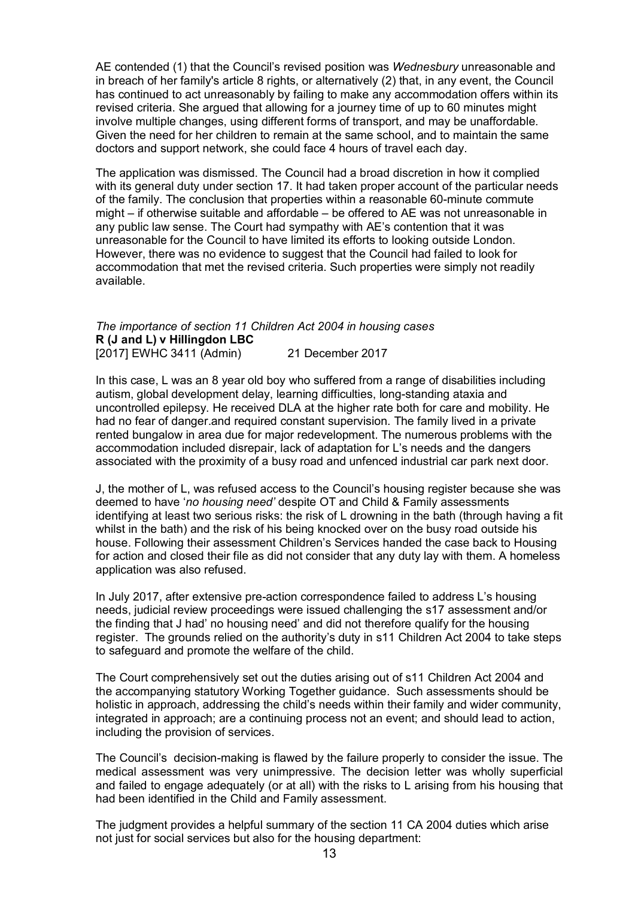AE contended (1) that the Council's revised position was *Wednesbury* unreasonable and in breach of her family's article 8 rights, or alternatively (2) that, in any event, the Council has continued to act unreasonably by failing to make any accommodation offers within its revised criteria. She argued that allowing for a journey time of up to 60 minutes might involve multiple changes, using different forms of transport, and may be unaffordable. Given the need for her children to remain at the same school, and to maintain the same doctors and support network, she could face 4 hours of travel each day.

The application was dismissed. The Council had a broad discretion in how it complied with its general duty under section 17. It had taken proper account of the particular needs of the family. The conclusion that properties within a reasonable 60-minute commute might – if otherwise suitable and affordable – be offered to AE was not unreasonable in any public law sense. The Court had sympathy with AE's contention that it was unreasonable for the Council to have limited its efforts to looking outside London. However, there was no evidence to suggest that the Council had failed to look for accommodation that met the revised criteria. Such properties were simply not readily available.

*The importance of section 11 Children Act 2004 in housing cases*
**R (J and L) v Hillingdon LBC**
[2017] EWHC 3411 (Admin) 21 December 2017

In this case, L was an 8 year old boy who suffered from a range of disabilities including autism, global development delay, learning difficulties, long-standing ataxia and uncontrolled epilepsy. He received DLA at the higher rate both for care and mobility. He had no fear of danger.and required constant supervision. The family lived in a private rented bungalow in area due for major redevelopment. The numerous problems with the accommodation included disrepair, lack of adaptation for L's needs and the dangers associated with the proximity of a busy road and unfenced industrial car park next door.

J, the mother of L, was refused access to the Council's housing register because she was deemed to have '*no housing need'* despite OT and Child & Family assessments identifying at least two serious risks: the risk of L drowning in the bath (through having a fit whilst in the bath) and the risk of his being knocked over on the busy road outside his house. Following their assessment Children's Services handed the case back to Housing for action and closed their file as did not consider that any duty lay with them. A homeless application was also refused.

In July 2017, after extensive pre-action correspondence failed to address L's housing needs, judicial review proceedings were issued challenging the s17 assessment and/or the finding that J had' no housing need' and did not therefore qualify for the housing register. The grounds relied on the authority's duty in s11 Children Act 2004 to take steps to safeguard and promote the welfare of the child.

The Court comprehensively set out the duties arising out of s11 Children Act 2004 and the accompanying statutory Working Together guidance. Such assessments should be holistic in approach, addressing the child's needs within their family and wider community, integrated in approach; are a continuing process not an event; and should lead to action, including the provision of services.

The Council's decision-making is flawed by the failure properly to consider the issue. The medical assessment was very unimpressive. The decision letter was wholly superficial and failed to engage adequately (or at all) with the risks to L arising from his housing that had been identified in the Child and Family assessment.

The judgment provides a helpful summary of the section 11 CA 2004 duties which arise not just for social services but also for the housing department: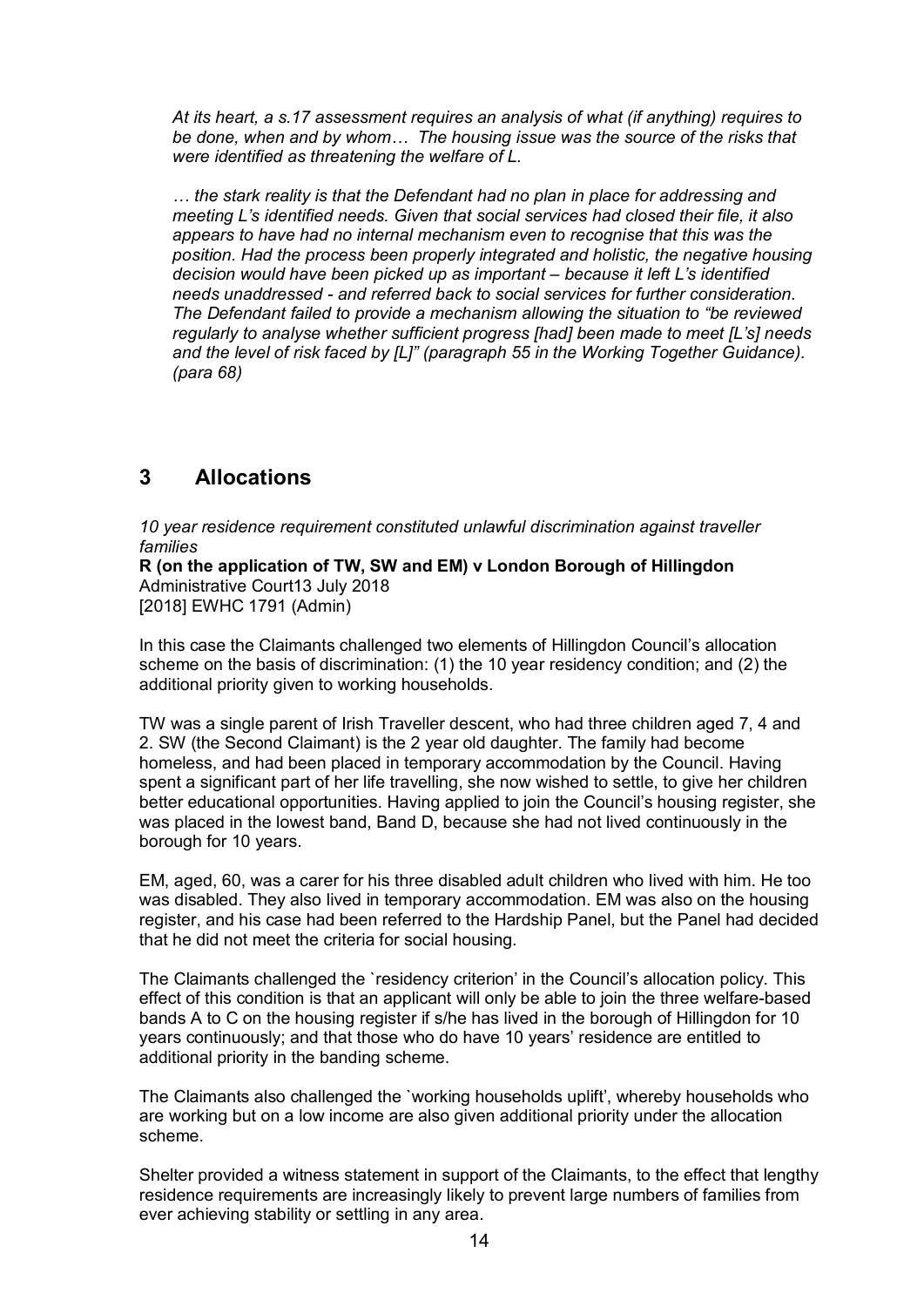*At its heart, a s.17 assessment requires an analysis of what (if anything) requires to be done, when and by whom… The housing issue was the source of the risks that were identified as threatening the welfare of L.*

*… the stark reality is that the Defendant had no plan in place for addressing and meeting L's identified needs. Given that social services had closed their file, it also appears to have had no internal mechanism even to recognise that this was the position. Had the process been properly integrated and holistic, the negative housing decision would have been picked up as important – because it left L's identified needs unaddressed - and referred back to social services for further consideration. The Defendant failed to provide a mechanism allowing the situation to "be reviewed regularly to analyse whether sufficient progress [had] been made to meet [L's] needs and the level of risk faced by [L]" (paragraph 55 in the Working Together Guidance). (para 68)*

## 3 Allocations

*10 year residence requirement constituted unlawful discrimination against traveller families*

**R (on the application of TW, SW and EM) v London Borough of Hillingdon**
Administrative Court13 July 2018
[2018] EWHC 1791 (Admin)

In this case the Claimants challenged two elements of Hillingdon Council's allocation scheme on the basis of discrimination: (1) the 10 year residency condition; and (2) the additional priority given to working households.

TW was a single parent of Irish Traveller descent, who had three children aged 7, 4 and 2. SW (the Second Claimant) is the 2 year old daughter. The family had become homeless, and had been placed in temporary accommodation by the Council. Having spent a significant part of her life travelling, she now wished to settle, to give her children better educational opportunities. Having applied to join the Council's housing register, she was placed in the lowest band, Band D, because she had not lived continuously in the borough for 10 years.

EM, aged, 60, was a carer for his three disabled adult children who lived with him. He too was disabled. They also lived in temporary accommodation. EM was also on the housing register, and his case had been referred to the Hardship Panel, but the Panel had decided that he did not meet the criteria for social housing.

The Claimants challenged the `residency criterion' in the Council's allocation policy. This effect of this condition is that an applicant will only be able to join the three welfare-based bands A to C on the housing register if s/he has lived in the borough of Hillingdon for 10 years continuously; and that those who do have 10 years' residence are entitled to additional priority in the banding scheme.

The Claimants also challenged the `working households uplift', whereby households who are working but on a low income are also given additional priority under the allocation scheme.

Shelter provided a witness statement in support of the Claimants, to the effect that lengthy residence requirements are increasingly likely to prevent large numbers of families from ever achieving stability or settling in any area.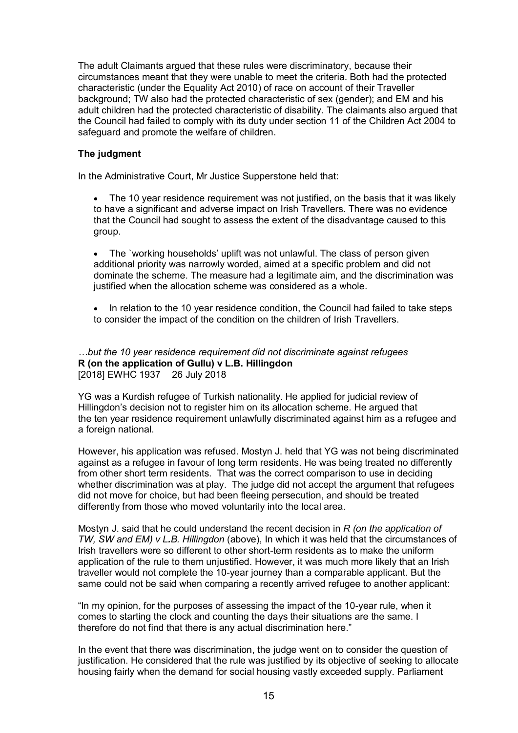The adult Claimants argued that these rules were discriminatory, because their circumstances meant that they were unable to meet the criteria. Both had the protected characteristic (under the Equality Act 2010) of race on account of their Traveller background; TW also had the protected characteristic of sex (gender); and EM and his adult children had the protected characteristic of disability. The claimants also argued that the Council had failed to comply with its duty under section 11 of the Children Act 2004 to safeguard and promote the welfare of children.

**The judgment**

In the Administrative Court, Mr Justice Supperstone held that:

- The 10 year residence requirement was not justified, on the basis that it was likely to have a significant and adverse impact on Irish Travellers. There was no evidence that the Council had sought to assess the extent of the disadvantage caused to this group.
- The `working households' uplift was not unlawful. The class of person given additional priority was narrowly worded, aimed at a specific problem and did not dominate the scheme. The measure had a legitimate aim, and the discrimination was justified when the allocation scheme was considered as a whole.
- In relation to the 10 year residence condition, the Council had failed to take steps to consider the impact of the condition on the children of Irish Travellers.

*…but the 10 year residence requirement did not discriminate against refugees*
**R (on the application of Gullu) v L.B. Hillingdon**
[2018] EWHC 1937 26 July 2018

YG was a Kurdish refugee of Turkish nationality. He applied for judicial review of Hillingdon's decision not to register him on its allocation scheme. He argued that the ten year residence requirement unlawfully discriminated against him as a refugee and a foreign national.

However, his application was refused. Mostyn J. held that YG was not being discriminated against as a refugee in favour of long term residents. He was being treated no differently from other short term residents. That was the correct comparison to use in deciding whether discrimination was at play. The judge did not accept the argument that refugees did not move for choice, but had been fleeing persecution, and should be treated differently from those who moved voluntarily into the local area.

Mostyn J. said that he could understand the recent decision in *R (on the application of TW, SW and EM) v L.B. Hillingdon* (above), In which it was held that the circumstances of Irish travellers were so different to other short-term residents as to make the uniform application of the rule to them unjustified. However, it was much more likely that an Irish traveller would not complete the 10-year journey than a comparable applicant. But the same could not be said when comparing a recently arrived refugee to another applicant:

"In my opinion, for the purposes of assessing the impact of the 10-year rule, when it comes to starting the clock and counting the days their situations are the same. I therefore do not find that there is any actual discrimination here."

In the event that there was discrimination, the judge went on to consider the question of justification. He considered that the rule was justified by its objective of seeking to allocate housing fairly when the demand for social housing vastly exceeded supply. Parliament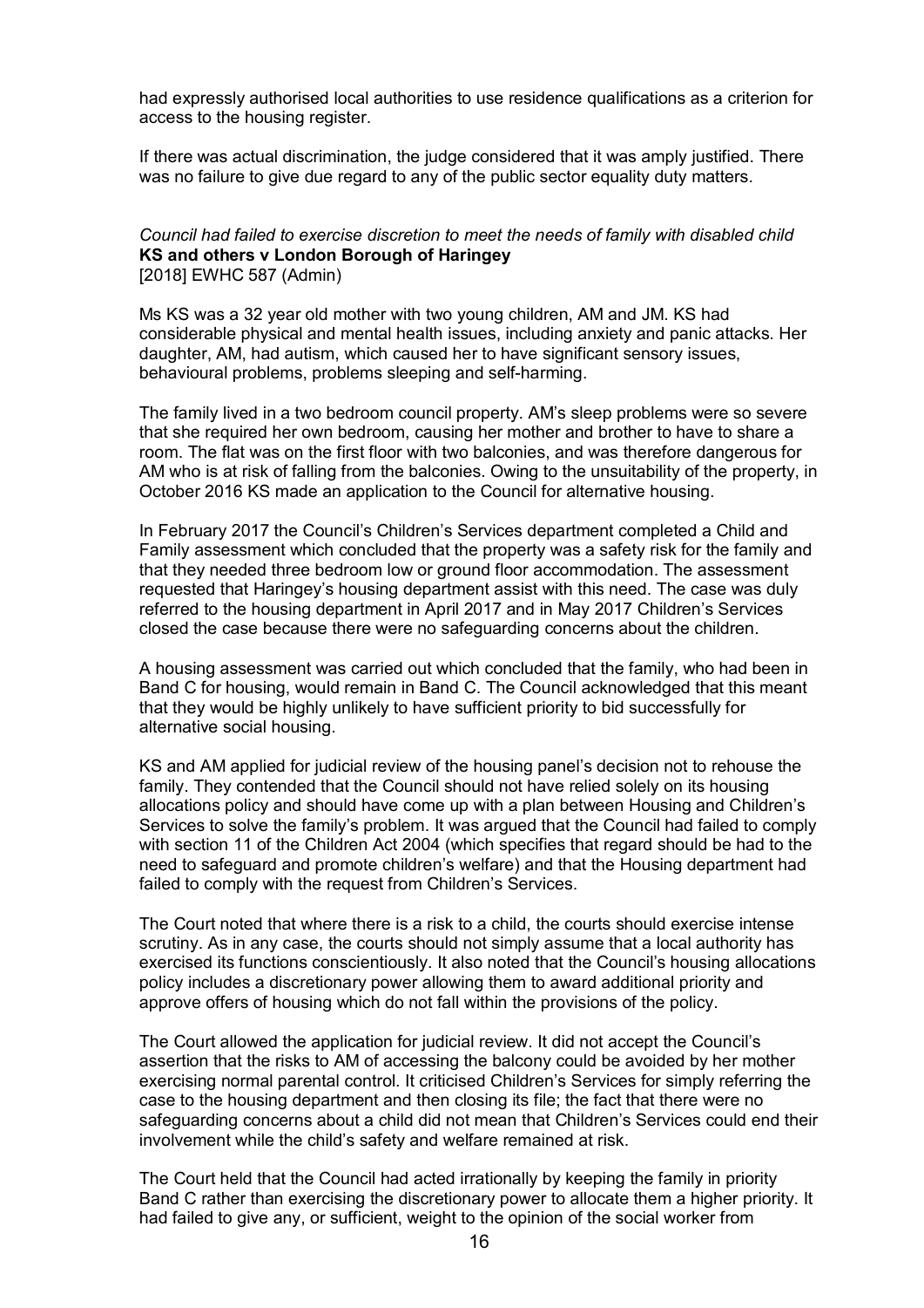had expressly authorised local authorities to use residence qualifications as a criterion for access to the housing register.

If there was actual discrimination, the judge considered that it was amply justified. There was no failure to give due regard to any of the public sector equality duty matters.

*Council had failed to exercise discretion to meet the needs of family with disabled child*
**KS and others v London Borough of Haringey**
[2018] EWHC 587 (Admin)

Ms KS was a 32 year old mother with two young children, AM and JM. KS had considerable physical and mental health issues, including anxiety and panic attacks. Her daughter, AM, had autism, which caused her to have significant sensory issues, behavioural problems, problems sleeping and self-harming.

The family lived in a two bedroom council property. AM's sleep problems were so severe that she required her own bedroom, causing her mother and brother to have to share a room. The flat was on the first floor with two balconies, and was therefore dangerous for AM who is at risk of falling from the balconies. Owing to the unsuitability of the property, in October 2016 KS made an application to the Council for alternative housing.

In February 2017 the Council's Children's Services department completed a Child and Family assessment which concluded that the property was a safety risk for the family and that they needed three bedroom low or ground floor accommodation. The assessment requested that Haringey's housing department assist with this need. The case was duly referred to the housing department in April 2017 and in May 2017 Children's Services closed the case because there were no safeguarding concerns about the children.

A housing assessment was carried out which concluded that the family, who had been in Band C for housing, would remain in Band C. The Council acknowledged that this meant that they would be highly unlikely to have sufficient priority to bid successfully for alternative social housing.

KS and AM applied for judicial review of the housing panel's decision not to rehouse the family. They contended that the Council should not have relied solely on its housing allocations policy and should have come up with a plan between Housing and Children's Services to solve the family's problem. It was argued that the Council had failed to comply with section 11 of the Children Act 2004 (which specifies that regard should be had to the need to safeguard and promote children's welfare) and that the Housing department had failed to comply with the request from Children's Services.

The Court noted that where there is a risk to a child, the courts should exercise intense scrutiny. As in any case, the courts should not simply assume that a local authority has exercised its functions conscientiously. It also noted that the Council's housing allocations policy includes a discretionary power allowing them to award additional priority and approve offers of housing which do not fall within the provisions of the policy.

The Court allowed the application for judicial review. It did not accept the Council's assertion that the risks to AM of accessing the balcony could be avoided by her mother exercising normal parental control. It criticised Children's Services for simply referring the case to the housing department and then closing its file; the fact that there were no safeguarding concerns about a child did not mean that Children's Services could end their involvement while the child's safety and welfare remained at risk.

The Court held that the Council had acted irrationally by keeping the family in priority Band C rather than exercising the discretionary power to allocate them a higher priority. It had failed to give any, or sufficient, weight to the opinion of the social worker from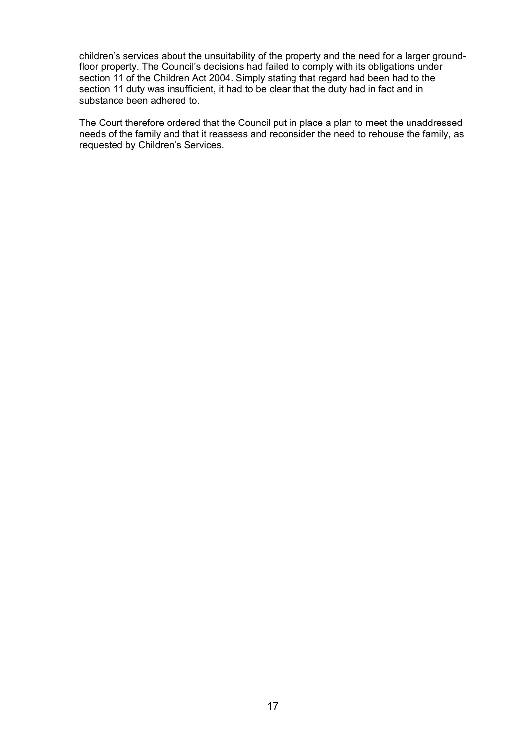children's services about the unsuitability of the property and the need for a larger ground-floor property. The Council's decisions had failed to comply with its obligations under section 11 of the Children Act 2004. Simply stating that regard had been had to the section 11 duty was insufficient, it had to be clear that the duty had in fact and in substance been adhered to.

The Court therefore ordered that the Council put in place a plan to meet the unaddressed needs of the family and that it reassess and reconsider the need to rehouse the family, as requested by Children's Services.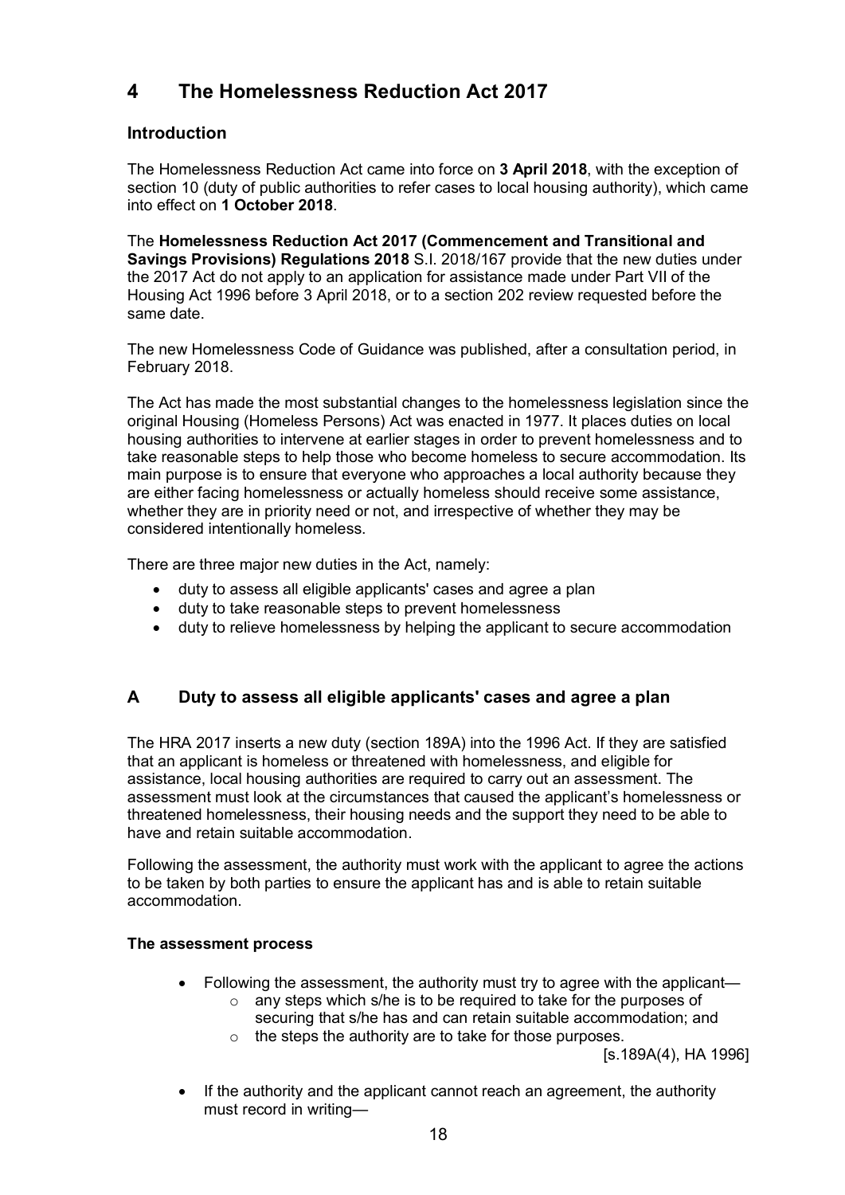# 4 The Homelessness Reduction Act 2017

## Introduction

The Homelessness Reduction Act came into force on **3 April 2018**, with the exception of section 10 (duty of public authorities to refer cases to local housing authority), which came into effect on **1 October 2018**.

The **Homelessness Reduction Act 2017 (Commencement and Transitional and Savings Provisions) Regulations 2018** S.I. 2018/167 provide that the new duties under the 2017 Act do not apply to an application for assistance made under Part VII of the Housing Act 1996 before 3 April 2018, or to a section 202 review requested before the same date.

The new Homelessness Code of Guidance was published, after a consultation period, in February 2018.

The Act has made the most substantial changes to the homelessness legislation since the original Housing (Homeless Persons) Act was enacted in 1977. It places duties on local housing authorities to intervene at earlier stages in order to prevent homelessness and to take reasonable steps to help those who become homeless to secure accommodation. Its main purpose is to ensure that everyone who approaches a local authority because they are either facing homelessness or actually homeless should receive some assistance, whether they are in priority need or not, and irrespective of whether they may be considered intentionally homeless.

There are three major new duties in the Act, namely:

- duty to assess all eligible applicants' cases and agree a plan
- duty to take reasonable steps to prevent homelessness
- duty to relieve homelessness by helping the applicant to secure accommodation

## A Duty to assess all eligible applicants' cases and agree a plan

The HRA 2017 inserts a new duty (section 189A) into the 1996 Act. If they are satisfied that an applicant is homeless or threatened with homelessness, and eligible for assistance, local housing authorities are required to carry out an assessment. The assessment must look at the circumstances that caused the applicant's homelessness or threatened homelessness, their housing needs and the support they need to be able to have and retain suitable accommodation.

Following the assessment, the authority must work with the applicant to agree the actions to be taken by both parties to ensure the applicant has and is able to retain suitable accommodation.

**The assessment process**

- Following the assessment, the authority must try to agree with the applicant—
  - any steps which s/he is to be required to take for the purposes of securing that s/he has and can retain suitable accommodation; and
  - the steps the authority are to take for those purposes.

  [s.189A(4), HA 1996]

- If the authority and the applicant cannot reach an agreement, the authority must record in writing—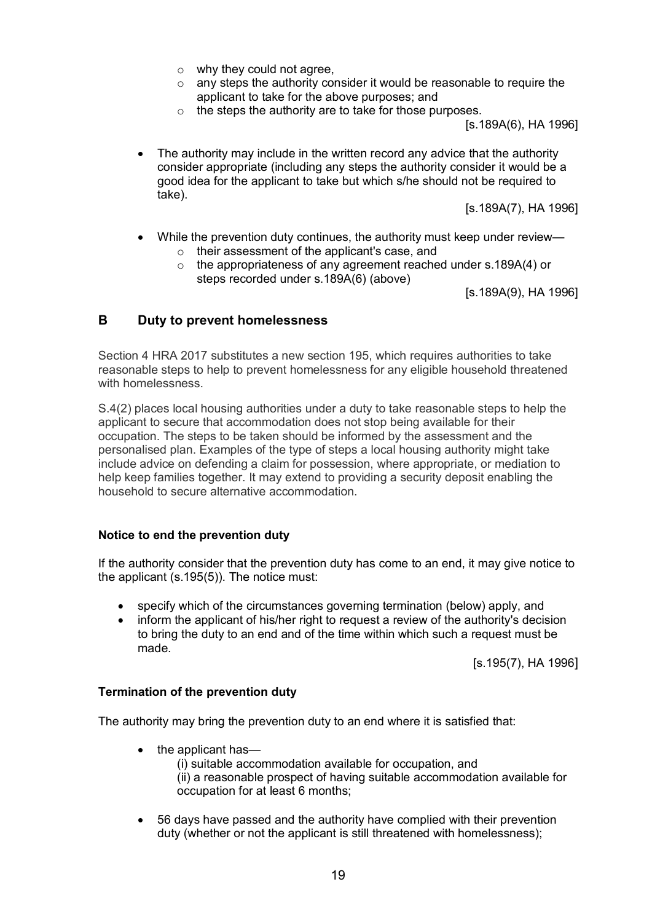- why they could not agree,
  - any steps the authority consider it would be reasonable to require the applicant to take for the above purposes; and
  - the steps the authority are to take for those purposes.

[s.189A(6), HA 1996]

- The authority may include in the written record any advice that the authority consider appropriate (including any steps the authority consider it would be a good idea for the applicant to take but which s/he should not be required to take).

[s.189A(7), HA 1996]

- While the prevention duty continues, the authority must keep under review—
  - their assessment of the applicant's case, and
  - the appropriateness of any agreement reached under s.189A(4) or steps recorded under s.189A(6) (above)

[s.189A(9), HA 1996]

## B Duty to prevent homelessness

Section 4 HRA 2017 substitutes a new section 195, which requires authorities to take reasonable steps to help to prevent homelessness for any eligible household threatened with homelessness.

S.4(2) places local housing authorities under a duty to take reasonable steps to help the applicant to secure that accommodation does not stop being available for their occupation. The steps to be taken should be informed by the assessment and the personalised plan. Examples of the type of steps a local housing authority might take include advice on defending a claim for possession, where appropriate, or mediation to help keep families together. It may extend to providing a security deposit enabling the household to secure alternative accommodation.

### Notice to end the prevention duty

If the authority consider that the prevention duty has come to an end, it may give notice to the applicant (s.195(5)). The notice must:

- specify which of the circumstances governing termination (below) apply, and
- inform the applicant of his/her right to request a review of the authority's decision to bring the duty to an end and of the time within which such a request must be made.

[s.195(7), HA 1996]

### Termination of the prevention duty

The authority may bring the prevention duty to an end where it is satisfied that:

- the applicant has—
  (i) suitable accommodation available for occupation, and
  (ii) a reasonable prospect of having suitable accommodation available for occupation for at least 6 months;
- 56 days have passed and the authority have complied with their prevention duty (whether or not the applicant is still threatened with homelessness);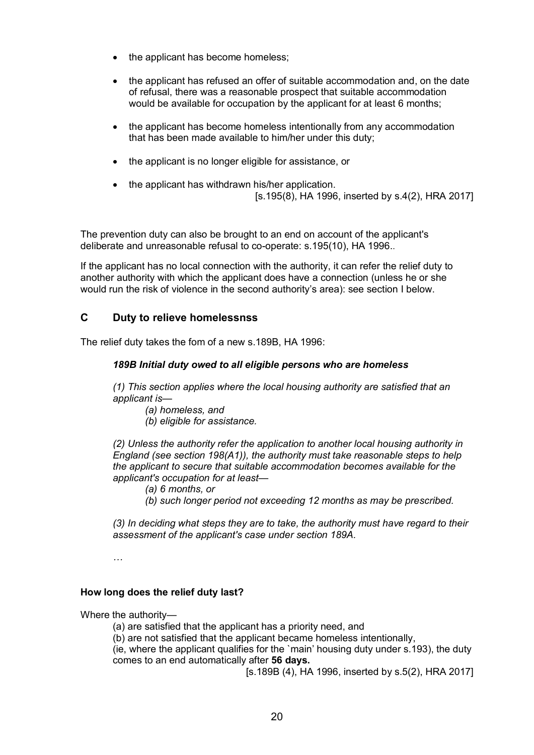- the applicant has become homeless;
- the applicant has refused an offer of suitable accommodation and, on the date of refusal, there was a reasonable prospect that suitable accommodation would be available for occupation by the applicant for at least 6 months;
- the applicant has become homeless intentionally from any accommodation that has been made available to him/her under this duty;
- the applicant is no longer eligible for assistance, or
- the applicant has withdrawn his/her application.

[s.195(8), HA 1996, inserted by s.4(2), HRA 2017]

The prevention duty can also be brought to an end on account of the applicant's deliberate and unreasonable refusal to co-operate: s.195(10), HA 1996..

If the applicant has no local connection with the authority, it can refer the relief duty to another authority with which the applicant does have a connection (unless he or she would run the risk of violence in the second authority's area): see section I below.

## C Duty to relieve homelessnss

The relief duty takes the fom of a new s.189B, HA 1996:

> ***189B Initial duty owed to all eligible persons who are homeless***
>
> *(1) This section applies where the local housing authority are satisfied that an applicant is—*
>
> *(a) homeless, and*
> *(b) eligible for assistance.*
>
> *(2) Unless the authority refer the application to another local housing authority in England (see section 198(A1)), the authority must take reasonable steps to help the applicant to secure that suitable accommodation becomes available for the applicant's occupation for at least—*
>
> *(a) 6 months, or*
> *(b) such longer period not exceeding 12 months as may be prescribed.*
>
> *(3) In deciding what steps they are to take, the authority must have regard to their assessment of the applicant's case under section 189A.*
>
> *…*

**How long does the relief duty last?**

Where the authority—

(a) are satisfied that the applicant has a priority need, and
(b) are not satisfied that the applicant became homeless intentionally,
(ie, where the applicant qualifies for the `main' housing duty under s.193), the duty comes to an end automatically after **56 days.**

[s.189B (4), HA 1996, inserted by s.5(2), HRA 2017]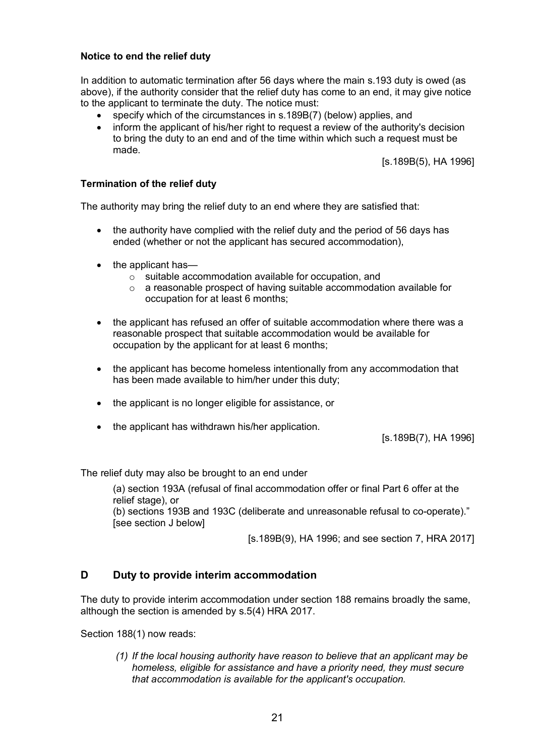**Notice to end the relief duty**

In addition to automatic termination after 56 days where the main s.193 duty is owed (as above), if the authority consider that the relief duty has come to an end, it may give notice to the applicant to terminate the duty. The notice must:

- specify which of the circumstances in s.189B(7) (below) applies, and
- inform the applicant of his/her right to request a review of the authority's decision to bring the duty to an end and of the time within which such a request must be made.

[s.189B(5), HA 1996]

**Termination of the relief duty**

The authority may bring the relief duty to an end where they are satisfied that:

- the authority have complied with the relief duty and the period of 56 days has ended (whether or not the applicant has secured accommodation),
- the applicant has—
  - suitable accommodation available for occupation, and
  - a reasonable prospect of having suitable accommodation available for occupation for at least 6 months;
- the applicant has refused an offer of suitable accommodation where there was a reasonable prospect that suitable accommodation would be available for occupation by the applicant for at least 6 months;
- the applicant has become homeless intentionally from any accommodation that has been made available to him/her under this duty;
- the applicant is no longer eligible for assistance, or
- the applicant has withdrawn his/her application.

[s.189B(7), HA 1996]

The relief duty may also be brought to an end under

> (a) section 193A (refusal of final accommodation offer or final Part 6 offer at the relief stage), or
> (b) sections 193B and 193C (deliberate and unreasonable refusal to co-operate)." [see section J below]

[s.189B(9), HA 1996; and see section 7, HRA 2017]

## D Duty to provide interim accommodation

The duty to provide interim accommodation under section 188 remains broadly the same, although the section is amended by s.5(4) HRA 2017.

Section 188(1) now reads:

> *(1) If the local housing authority have reason to believe that an applicant may be homeless, eligible for assistance and have a priority need, they must secure that accommodation is available for the applicant's occupation.*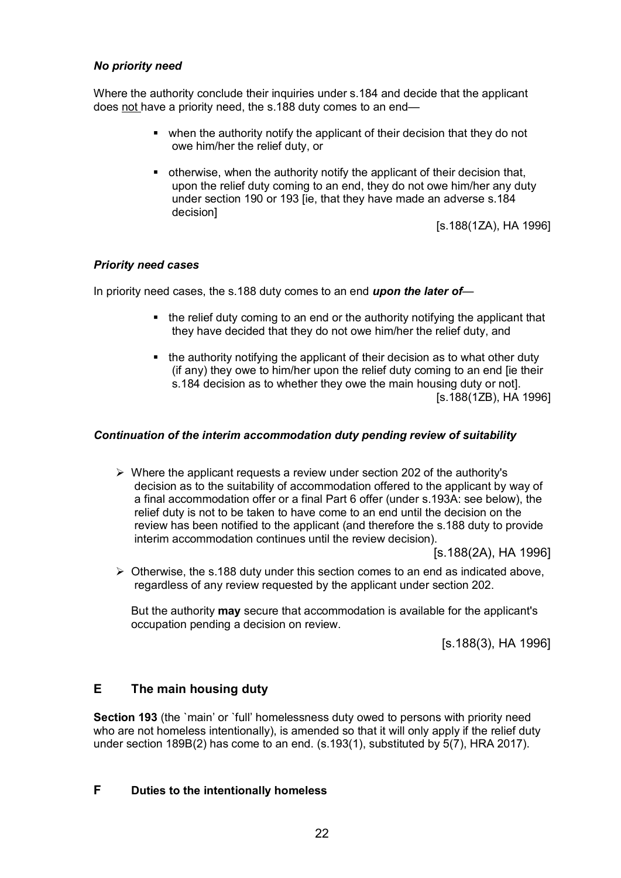***No priority need***

Where the authority conclude their inquiries under s.184 and decide that the applicant does <u>not</u> have a priority need, the s.188 duty comes to an end—

- when the authority notify the applicant of their decision that they do not owe him/her the relief duty, or
- otherwise, when the authority notify the applicant of their decision that, upon the relief duty coming to an end, they do not owe him/her any duty under section 190 or 193 [ie, that they have made an adverse s.184 decision]

[s.188(1ZA), HA 1996]

***Priority need cases***

In priority need cases, the s.188 duty comes to an end ***upon the later of***—

- the relief duty coming to an end or the authority notifying the applicant that they have decided that they do not owe him/her the relief duty, and
- the authority notifying the applicant of their decision as to what other duty (if any) they owe to him/her upon the relief duty coming to an end [ie their s.184 decision as to whether they owe the main housing duty or not].

[s.188(1ZB), HA 1996]

***Continuation of the interim accommodation duty pending review of suitability***

- Where the applicant requests a review under section 202 of the authority's decision as to the suitability of accommodation offered to the applicant by way of a final accommodation offer or a final Part 6 offer (under s.193A: see below), the relief duty is not to be taken to have come to an end until the decision on the review has been notified to the applicant (and therefore the s.188 duty to provide interim accommodation continues until the review decision).

[s.188(2A), HA 1996]

- Otherwise, the s.188 duty under this section comes to an end as indicated above, regardless of any review requested by the applicant under section 202.

  But the authority **may** secure that accommodation is available for the applicant's occupation pending a decision on review.

[s.188(3), HA 1996]

## E The main housing duty

**Section 193** (the `main' or `full' homelessness duty owed to persons with priority need who are not homeless intentionally), is amended so that it will only apply if the relief duty under section 189B(2) has come to an end. (s.193(1), substituted by 5(7), HRA 2017).

## F Duties to the intentionally homeless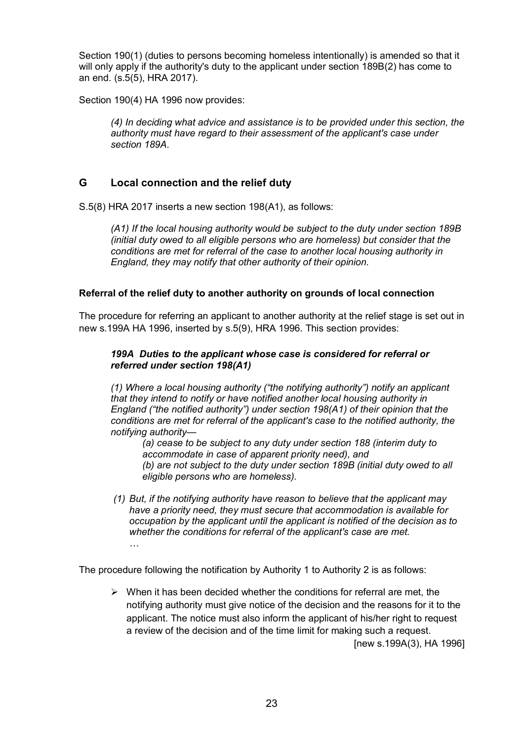Section 190(1) (duties to persons becoming homeless intentionally) is amended so that it will only apply if the authority's duty to the applicant under section 189B(2) has come to an end. (s.5(5), HRA 2017).

Section 190(4) HA 1996 now provides:

> *(4) In deciding what advice and assistance is to be provided under this section, the authority must have regard to their assessment of the applicant's case under section 189A.*

## G Local connection and the relief duty

S.5(8) HRA 2017 inserts a new section 198(A1), as follows:

> *(A1) If the local housing authority would be subject to the duty under section 189B (initial duty owed to all eligible persons who are homeless) but consider that the conditions are met for referral of the case to another local housing authority in England, they may notify that other authority of their opinion.*

### Referral of the relief duty to another authority on grounds of local connection

The procedure for referring an applicant to another authority at the relief stage is set out in new s.199A HA 1996, inserted by s.5(9), HRA 1996. This section provides:

> ***199A Duties to the applicant whose case is considered for referral or referred under section 198(A1)***
>
> *(1) Where a local housing authority ("the notifying authority") notify an applicant that they intend to notify or have notified another local housing authority in England ("the notified authority") under section 198(A1) of their opinion that the conditions are met for referral of the applicant's case to the notified authority, the notifying authority—*
>
> > *(a) cease to be subject to any duty under section 188 (interim duty to accommodate in case of apparent priority need), and*
> >
> > *(b) are not subject to the duty under section 189B (initial duty owed to all eligible persons who are homeless).*
>
> *(1) But, if the notifying authority have reason to believe that the applicant may have a priority need, they must secure that accommodation is available for occupation by the applicant until the applicant is notified of the decision as to whether the conditions for referral of the applicant's case are met.*
>
> *…*

The procedure following the notification by Authority 1 to Authority 2 is as follows:

- When it has been decided whether the conditions for referral are met, the notifying authority must give notice of the decision and the reasons for it to the applicant. The notice must also inform the applicant of his/her right to request a review of the decision and of the time limit for making such a request.
  [new s.199A(3), HA 1996]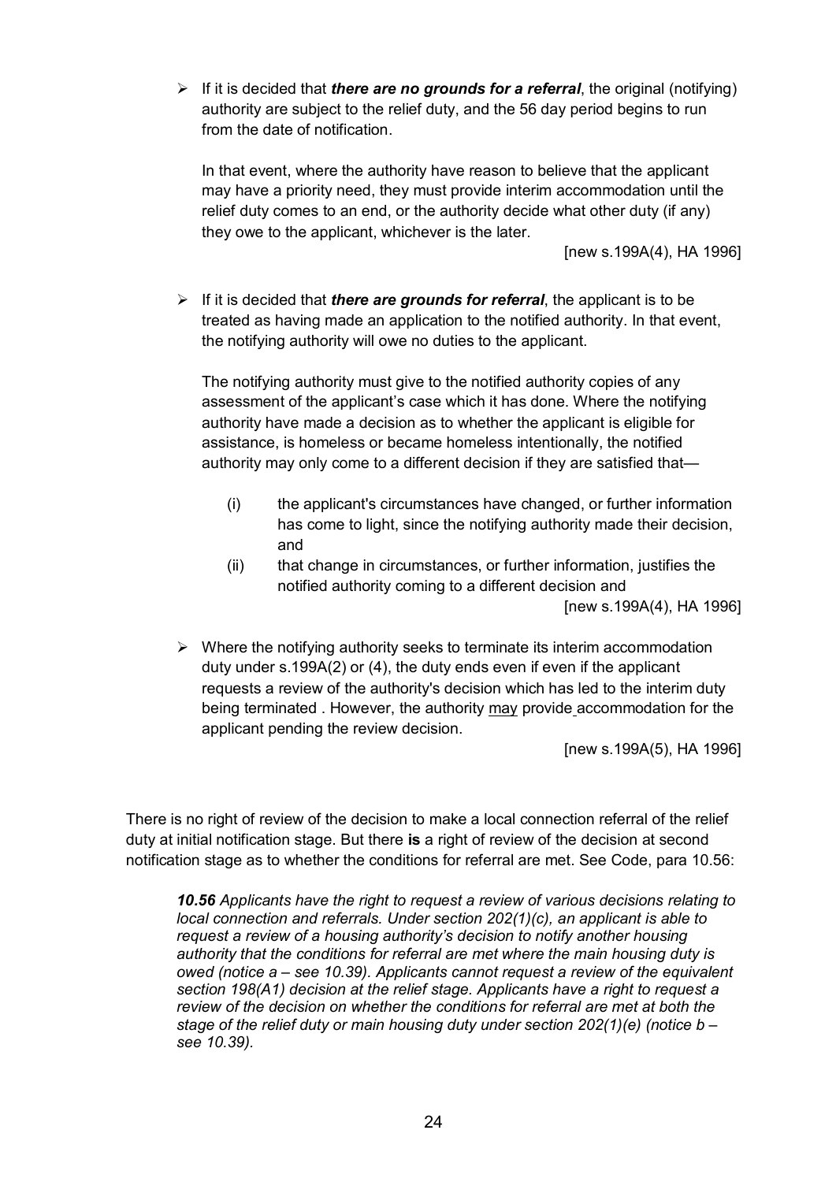- If it is decided that ***there are no grounds for a referral***, the original (notifying) authority are subject to the relief duty, and the 56 day period begins to run from the date of notification.

  In that event, where the authority have reason to believe that the applicant may have a priority need, they must provide interim accommodation until the relief duty comes to an end, or the authority decide what other duty (if any) they owe to the applicant, whichever is the later.

  [new s.199A(4), HA 1996]

- If it is decided that ***there are grounds for referral***, the applicant is to be treated as having made an application to the notified authority. In that event, the notifying authority will owe no duties to the applicant.

  The notifying authority must give to the notified authority copies of any assessment of the applicant's case which it has done. Where the notifying authority have made a decision as to whether the applicant is eligible for assistance, is homeless or became homeless intentionally, the notified authority may only come to a different decision if they are satisfied that—

  (i) the applicant's circumstances have changed, or further information has come to light, since the notifying authority made their decision, and

  (ii) that change in circumstances, or further information, justifies the notified authority coming to a different decision and

  [new s.199A(4), HA 1996]

- Where the notifying authority seeks to terminate its interim accommodation duty under s.199A(2) or (4), the duty ends even if even if the applicant requests a review of the authority's decision which has led to the interim duty being terminated . However, the authority <u>may</u> provide accommodation for the applicant pending the review decision.

  [new s.199A(5), HA 1996]

There is no right of review of the decision to make a local connection referral of the relief duty at initial notification stage. But there **is** a right of review of the decision at second notification stage as to whether the conditions for referral are met. See Code, para 10.56:

> ***10.56*** *Applicants have the right to request a review of various decisions relating to local connection and referrals. Under section 202(1)(c), an applicant is able to request a review of a housing authority's decision to notify another housing authority that the conditions for referral are met where the main housing duty is owed (notice a – see 10.39). Applicants cannot request a review of the equivalent section 198(A1) decision at the relief stage. Applicants have a right to request a review of the decision on whether the conditions for referral are met at both the stage of the relief duty or main housing duty under section 202(1)(e) (notice b – see 10.39).*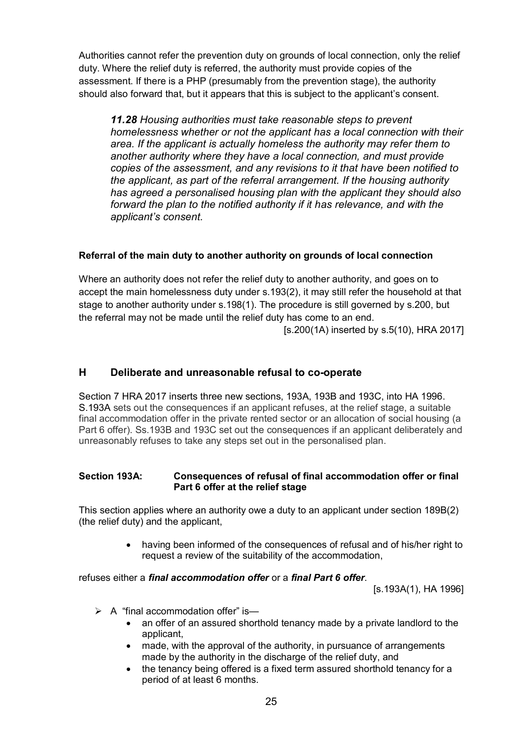Authorities cannot refer the prevention duty on grounds of local connection, only the relief duty. Where the relief duty is referred, the authority must provide copies of the assessment. If there is a PHP (presumably from the prevention stage), the authority should also forward that, but it appears that this is subject to the applicant's consent.

> ***11.28*** *Housing authorities must take reasonable steps to prevent homelessness whether or not the applicant has a local connection with their area. If the applicant is actually homeless the authority may refer them to another authority where they have a local connection, and must provide copies of the assessment, and any revisions to it that have been notified to the applicant, as part of the referral arrangement. If the housing authority has agreed a personalised housing plan with the applicant they should also forward the plan to the notified authority if it has relevance, and with the applicant's consent.*

### Referral of the main duty to another authority on grounds of local connection

Where an authority does not refer the relief duty to another authority, and goes on to accept the main homelessness duty under s.193(2), it may still refer the household at that stage to another authority under s.198(1). The procedure is still governed by s.200, but the referral may not be made until the relief duty has come to an end.

[s.200(1A) inserted by s.5(10), HRA 2017]

## H Deliberate and unreasonable refusal to co-operate

Section 7 HRA 2017 inserts three new sections, 193A, 193B and 193C, into HA 1996. S.193A sets out the consequences if an applicant refuses, at the relief stage, a suitable final accommodation offer in the private rented sector or an allocation of social housing (a Part 6 offer). Ss.193B and 193C set out the consequences if an applicant deliberately and unreasonably refuses to take any steps set out in the personalised plan.

### Section 193A: Consequences of refusal of final accommodation offer or final Part 6 offer at the relief stage

This section applies where an authority owe a duty to an applicant under section 189B(2) (the relief duty) and the applicant,

- having been informed of the consequences of refusal and of his/her right to request a review of the suitability of the accommodation,

refuses either a ***final accommodation offer*** or a ***final Part 6 offer***.

[s.193A(1), HA 1996]

- A "final accommodation offer" is—
  - an offer of an assured shorthold tenancy made by a private landlord to the applicant,
  - made, with the approval of the authority, in pursuance of arrangements made by the authority in the discharge of the relief duty, and
  - the tenancy being offered is a fixed term assured shorthold tenancy for a period of at least 6 months.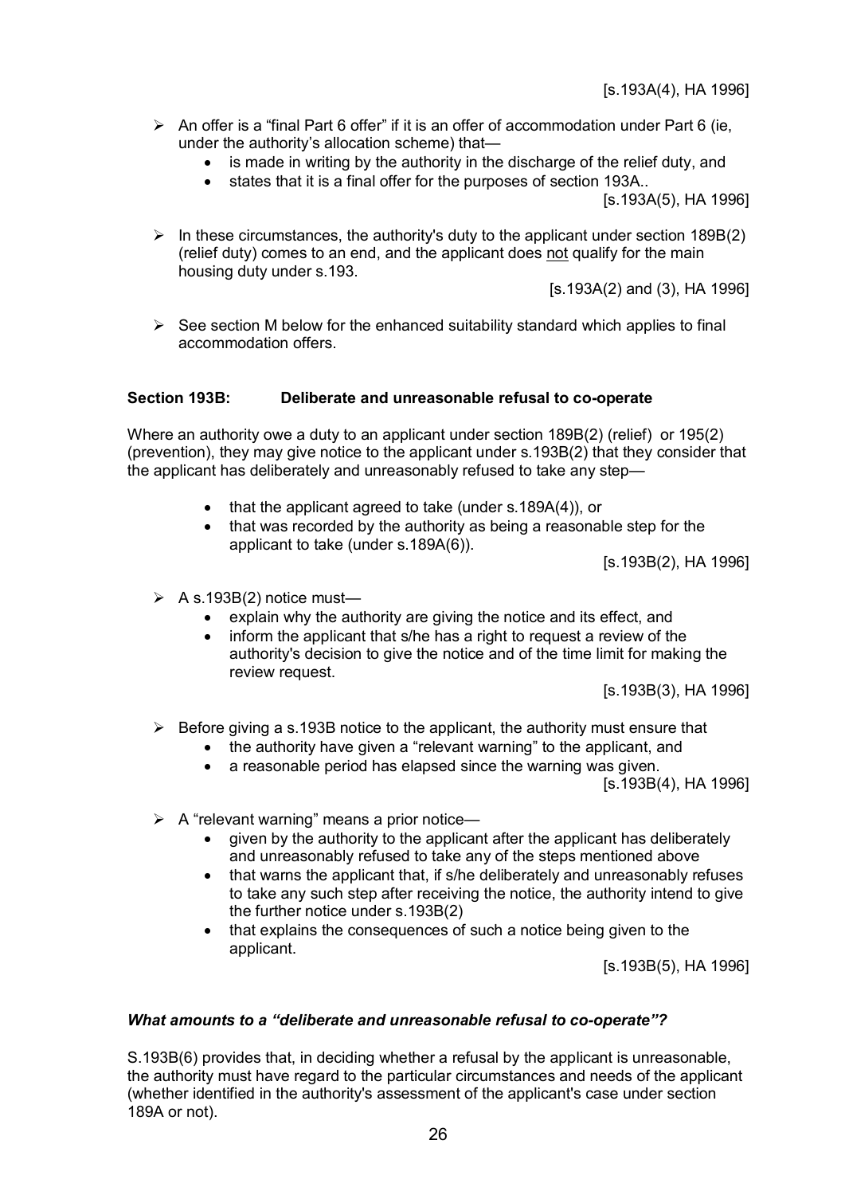[s.193A(4), HA 1996]

- An offer is a "final Part 6 offer" if it is an offer of accommodation under Part 6 (ie, under the authority's allocation scheme) that—
  - is made in writing by the authority in the discharge of the relief duty, and
  - states that it is a final offer for the purposes of section 193A..

[s.193A(5), HA 1996]

- In these circumstances, the authority's duty to the applicant under section 189B(2) (relief duty) comes to an end, and the applicant does not qualify for the main housing duty under s.193.

[s.193A(2) and (3), HA 1996]

- See section M below for the enhanced suitability standard which applies to final accommodation offers.

**Section 193B: Deliberate and unreasonable refusal to co-operate**

Where an authority owe a duty to an applicant under section 189B(2) (relief) or 195(2) (prevention), they may give notice to the applicant under s.193B(2) that they consider that the applicant has deliberately and unreasonably refused to take any step—

- that the applicant agreed to take (under s.189A(4)), or
- that was recorded by the authority as being a reasonable step for the applicant to take (under s.189A(6)).

[s.193B(2), HA 1996]

- A s.193B(2) notice must—
  - explain why the authority are giving the notice and its effect, and
  - inform the applicant that s/he has a right to request a review of the authority's decision to give the notice and of the time limit for making the review request.

[s.193B(3), HA 1996]

- Before giving a s.193B notice to the applicant, the authority must ensure that
  - the authority have given a "relevant warning" to the applicant, and
  - a reasonable period has elapsed since the warning was given.

[s.193B(4), HA 1996]

- A "relevant warning" means a prior notice—
  - given by the authority to the applicant after the applicant has deliberately and unreasonably refused to take any of the steps mentioned above
  - that warns the applicant that, if s/he deliberately and unreasonably refuses to take any such step after receiving the notice, the authority intend to give the further notice under s.193B(2)
  - that explains the consequences of such a notice being given to the applicant.

[s.193B(5), HA 1996]

***What amounts to a "deliberate and unreasonable refusal to co-operate"?***

S.193B(6) provides that, in deciding whether a refusal by the applicant is unreasonable, the authority must have regard to the particular circumstances and needs of the applicant (whether identified in the authority's assessment of the applicant's case under section 189A or not).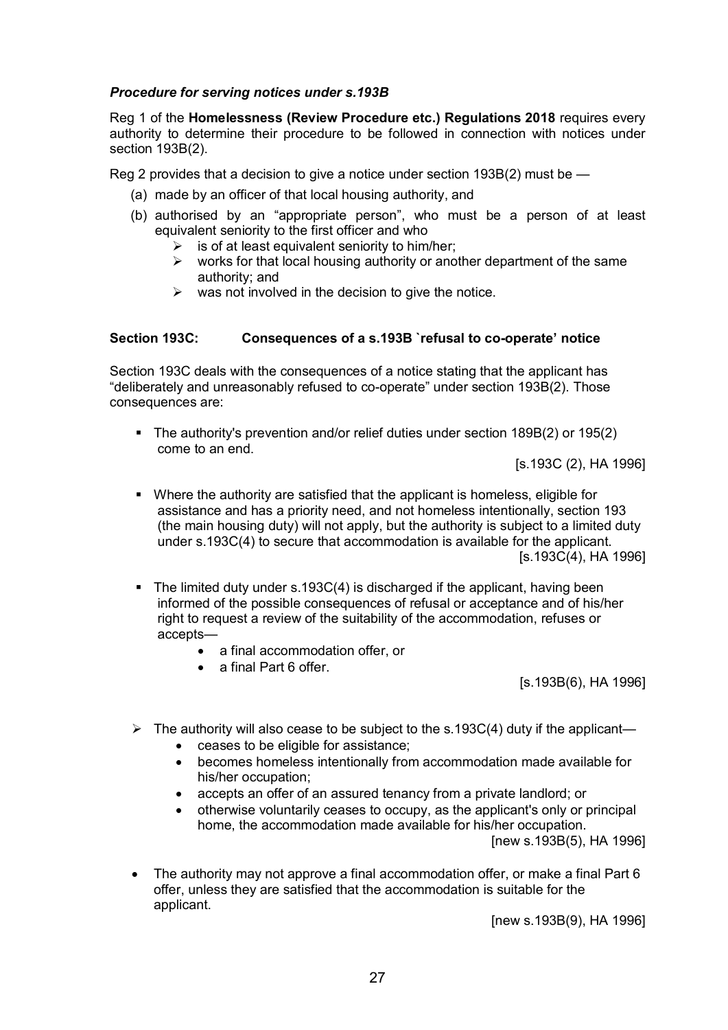***Procedure for serving notices under s.193B***

Reg 1 of the **Homelessness (Review Procedure etc.) Regulations 2018** requires every authority to determine their procedure to be followed in connection with notices under section 193B(2).

Reg 2 provides that a decision to give a notice under section 193B(2) must be —

(a) made by an officer of that local housing authority, and

(b) authorised by an "appropriate person", who must be a person of at least equivalent seniority to the first officer and who
   - is of at least equivalent seniority to him/her;
   - works for that local housing authority or another department of the same authority; and
   - was not involved in the decision to give the notice.

**Section 193C: Consequences of a s.193B `refusal to co-operate' notice**

Section 193C deals with the consequences of a notice stating that the applicant has "deliberately and unreasonably refused to co-operate" under section 193B(2). Those consequences are:

- The authority's prevention and/or relief duties under section 189B(2) or 195(2) come to an end.

  [s.193C (2), HA 1996]

- Where the authority are satisfied that the applicant is homeless, eligible for assistance and has a priority need, and not homeless intentionally, section 193 (the main housing duty) will not apply, but the authority is subject to a limited duty under s.193C(4) to secure that accommodation is available for the applicant.

  [s.193C(4), HA 1996]

- The limited duty under s.193C(4) is discharged if the applicant, having been informed of the possible consequences of refusal or acceptance and of his/her right to request a review of the suitability of the accommodation, refuses or accepts—
  - a final accommodation offer, or
  - a final Part 6 offer.

  [s.193B(6), HA 1996]

- The authority will also cease to be subject to the s.193C(4) duty if the applicant—
  - ceases to be eligible for assistance;
  - becomes homeless intentionally from accommodation made available for his/her occupation;
  - accepts an offer of an assured tenancy from a private landlord; or
  - otherwise voluntarily ceases to occupy, as the applicant's only or principal home, the accommodation made available for his/her occupation.

  [new s.193B(5), HA 1996]

- The authority may not approve a final accommodation offer, or make a final Part 6 offer, unless they are satisfied that the accommodation is suitable for the applicant.

  [new s.193B(9), HA 1996]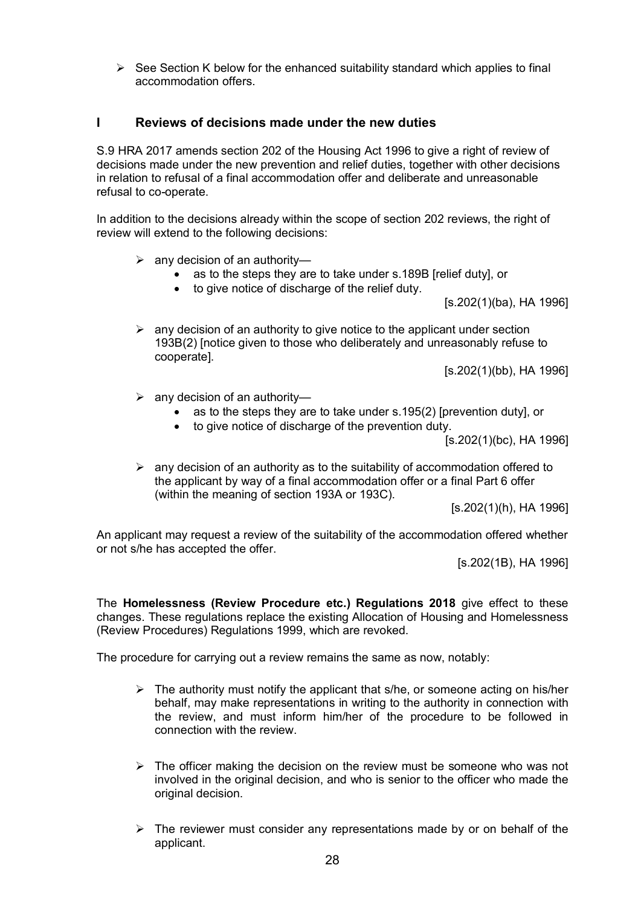- See Section K below for the enhanced suitability standard which applies to final accommodation offers.

## I Reviews of decisions made under the new duties

S.9 HRA 2017 amends section 202 of the Housing Act 1996 to give a right of review of decisions made under the new prevention and relief duties, together with other decisions in relation to refusal of a final accommodation offer and deliberate and unreasonable refusal to co-operate.

In addition to the decisions already within the scope of section 202 reviews, the right of review will extend to the following decisions:

- any decision of an authority—
  - as to the steps they are to take under s.189B [relief duty], or
  - to give notice of discharge of the relief duty.

  [s.202(1)(ba), HA 1996]

- any decision of an authority to give notice to the applicant under section 193B(2) [notice given to those who deliberately and unreasonably refuse to cooperate].

  [s.202(1)(bb), HA 1996]

- any decision of an authority—
  - as to the steps they are to take under s.195(2) [prevention duty], or
  - to give notice of discharge of the prevention duty.

  [s.202(1)(bc), HA 1996]

- any decision of an authority as to the suitability of accommodation offered to the applicant by way of a final accommodation offer or a final Part 6 offer (within the meaning of section 193A or 193C).

  [s.202(1)(h), HA 1996]

An applicant may request a review of the suitability of the accommodation offered whether or not s/he has accepted the offer.

[s.202(1B), HA 1996]

The **Homelessness (Review Procedure etc.) Regulations 2018** give effect to these changes. These regulations replace the existing Allocation of Housing and Homelessness (Review Procedures) Regulations 1999, which are revoked.

The procedure for carrying out a review remains the same as now, notably:

- The authority must notify the applicant that s/he, or someone acting on his/her behalf, may make representations in writing to the authority in connection with the review, and must inform him/her of the procedure to be followed in connection with the review.

- The officer making the decision on the review must be someone who was not involved in the original decision, and who is senior to the officer who made the original decision.

- The reviewer must consider any representations made by or on behalf of the applicant.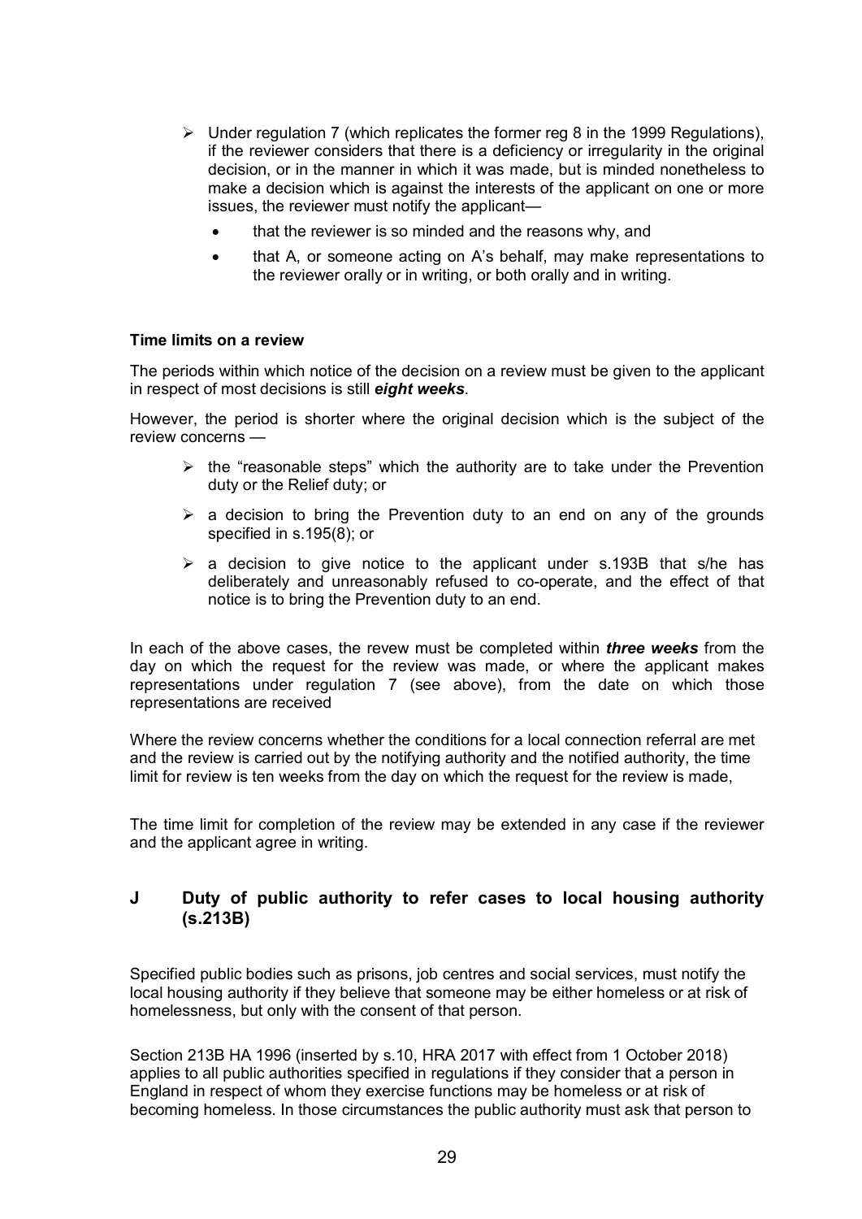- Under regulation 7 (which replicates the former reg 8 in the 1999 Regulations), if the reviewer considers that there is a deficiency or irregularity in the original decision, or in the manner in which it was made, but is minded nonetheless to make a decision which is against the interests of the applicant on one or more issues, the reviewer must notify the applicant—
  - that the reviewer is so minded and the reasons why, and
  - that A, or someone acting on A's behalf, may make representations to the reviewer orally or in writing, or both orally and in writing.

**Time limits on a review**

The periods within which notice of the decision on a review must be given to the applicant in respect of most decisions is still ***eight weeks***.

However, the period is shorter where the original decision which is the subject of the review concerns —

- the "reasonable steps" which the authority are to take under the Prevention duty or the Relief duty; or
- a decision to bring the Prevention duty to an end on any of the grounds specified in s.195(8); or
- a decision to give notice to the applicant under s.193B that s/he has deliberately and unreasonably refused to co-operate, and the effect of that notice is to bring the Prevention duty to an end.

In each of the above cases, the revew must be completed within ***three weeks*** from the day on which the request for the review was made, or where the applicant makes representations under regulation 7 (see above), from the date on which those representations are received

Where the review concerns whether the conditions for a local connection referral are met and the review is carried out by the notifying authority and the notified authority, the time limit for review is ten weeks from the day on which the request for the review is made,

The time limit for completion of the review may be extended in any case if the reviewer and the applicant agree in writing.

## J Duty of public authority to refer cases to local housing authority (s.213B)

Specified public bodies such as prisons, job centres and social services, must notify the local housing authority if they believe that someone may be either homeless or at risk of homelessness, but only with the consent of that person.

Section 213B HA 1996 (inserted by s.10, HRA 2017 with effect from 1 October 2018) applies to all public authorities specified in regulations if they consider that a person in England in respect of whom they exercise functions may be homeless or at risk of becoming homeless. In those circumstances the public authority must ask that person to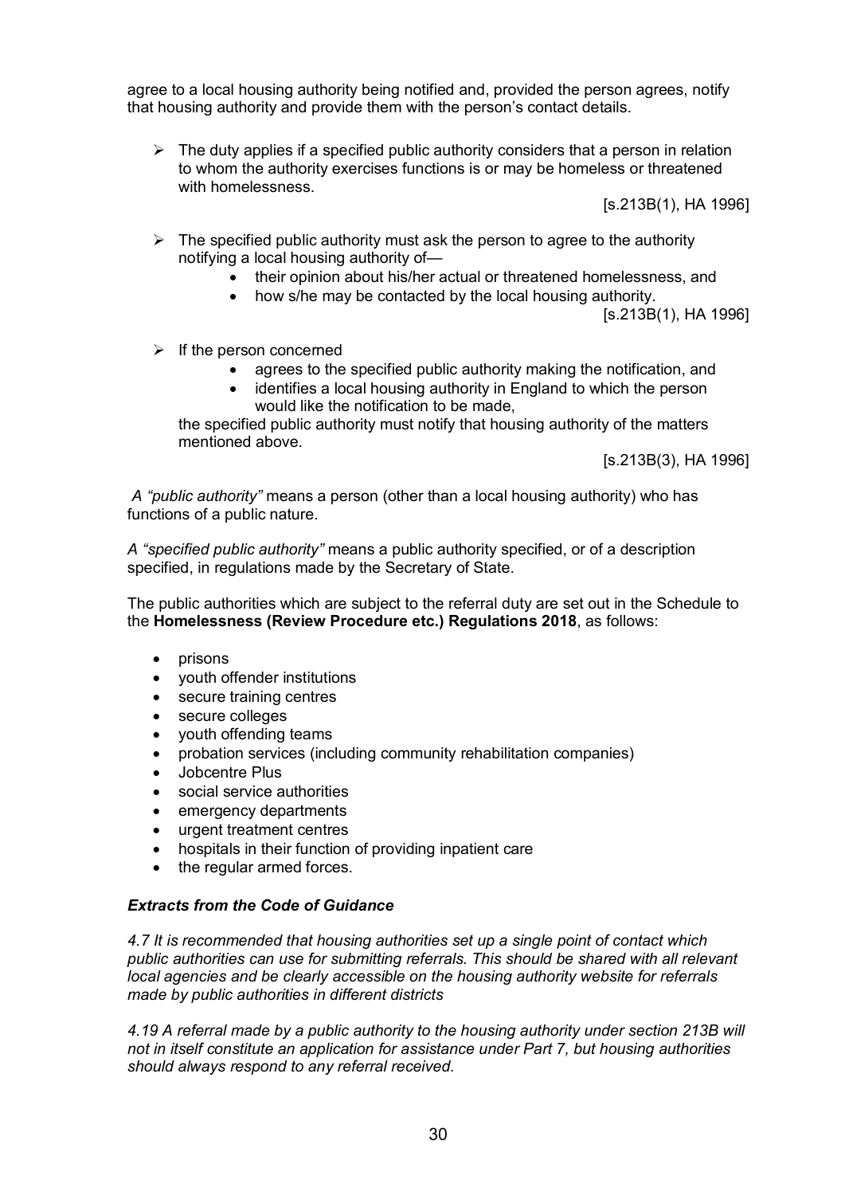agree to a local housing authority being notified and, provided the person agrees, notify that housing authority and provide them with the person's contact details.

- The duty applies if a specified public authority considers that a person in relation to whom the authority exercises functions is or may be homeless or threatened with homelessness.

  [s.213B(1), HA 1996]

- The specified public authority must ask the person to agree to the authority notifying a local housing authority of—
  - their opinion about his/her actual or threatened homelessness, and
  - how s/he may be contacted by the local housing authority.

  [s.213B(1), HA 1996]

- If the person concerned
  - agrees to the specified public authority making the notification, and
  - identifies a local housing authority in England to which the person would like the notification to be made,

  the specified public authority must notify that housing authority of the matters mentioned above.

  [s.213B(3), HA 1996]

*A "public authority"* means a person (other than a local housing authority) who has functions of a public nature.

*A "specified public authority"* means a public authority specified, or of a description specified, in regulations made by the Secretary of State.

The public authorities which are subject to the referral duty are set out in the Schedule to the **Homelessness (Review Procedure etc.) Regulations 2018**, as follows:

- prisons
- youth offender institutions
- secure training centres
- secure colleges
- youth offending teams
- probation services (including community rehabilitation companies)
- Jobcentre Plus
- social service authorities
- emergency departments
- urgent treatment centres
- hospitals in their function of providing inpatient care
- the regular armed forces.

***Extracts from the Code of Guidance***

*4.7 It is recommended that housing authorities set up a single point of contact which public authorities can use for submitting referrals. This should be shared with all relevant local agencies and be clearly accessible on the housing authority website for referrals made by public authorities in different districts*

*4.19 A referral made by a public authority to the housing authority under section 213B will not in itself constitute an application for assistance under Part 7, but housing authorities should always respond to any referral received.*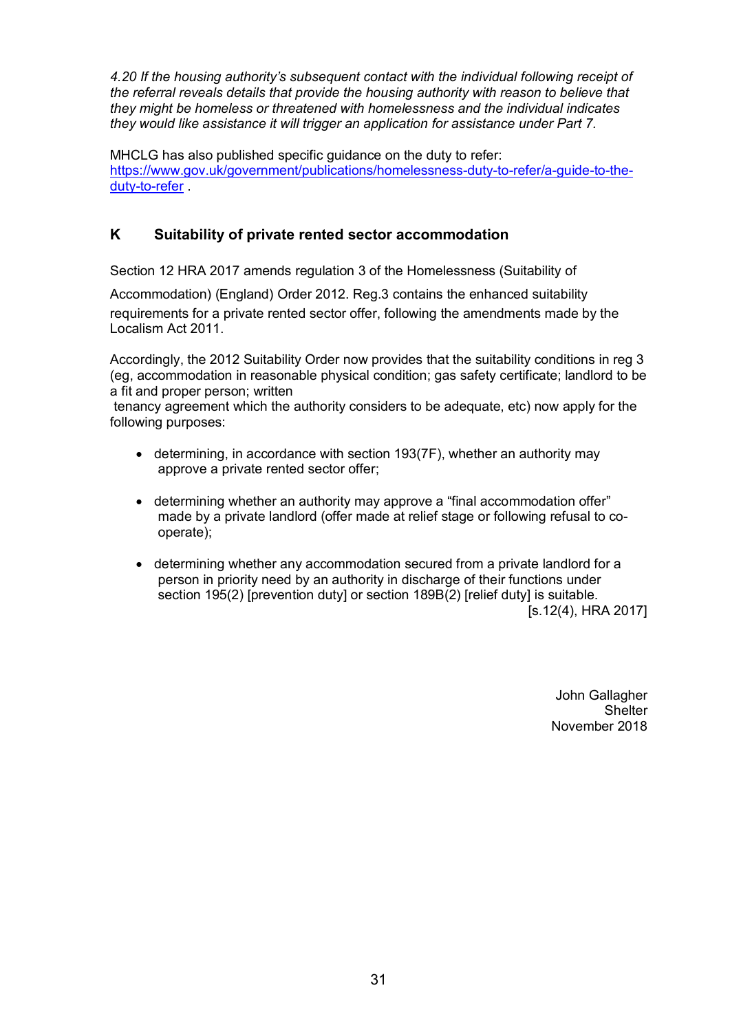*4.20 If the housing authority's subsequent contact with the individual following receipt of the referral reveals details that provide the housing authority with reason to believe that they might be homeless or threatened with homelessness and the individual indicates they would like assistance it will trigger an application for assistance under Part 7.*

MHCLG has also published specific guidance on the duty to refer: https://www.gov.uk/government/publications/homelessness-duty-to-refer/a-guide-to-the-duty-to-refer .

## K Suitability of private rented sector accommodation

Section 12 HRA 2017 amends regulation 3 of the Homelessness (Suitability of Accommodation) (England) Order 2012. Reg.3 contains the enhanced suitability requirements for a private rented sector offer, following the amendments made by the Localism Act 2011.

Accordingly, the 2012 Suitability Order now provides that the suitability conditions in reg 3 (eg, accommodation in reasonable physical condition; gas safety certificate; landlord to be a fit and proper person; written tenancy agreement which the authority considers to be adequate, etc) now apply for the following purposes:

- determining, in accordance with section 193(7F), whether an authority may approve a private rented sector offer;
- determining whether an authority may approve a "final accommodation offer" made by a private landlord (offer made at relief stage or following refusal to co-operate);
- determining whether any accommodation secured from a private landlord for a person in priority need by an authority in discharge of their functions under section 195(2) [prevention duty] or section 189B(2) [relief duty] is suitable.

[s.12(4), HRA 2017]

John Gallagher
Shelter
November 2018